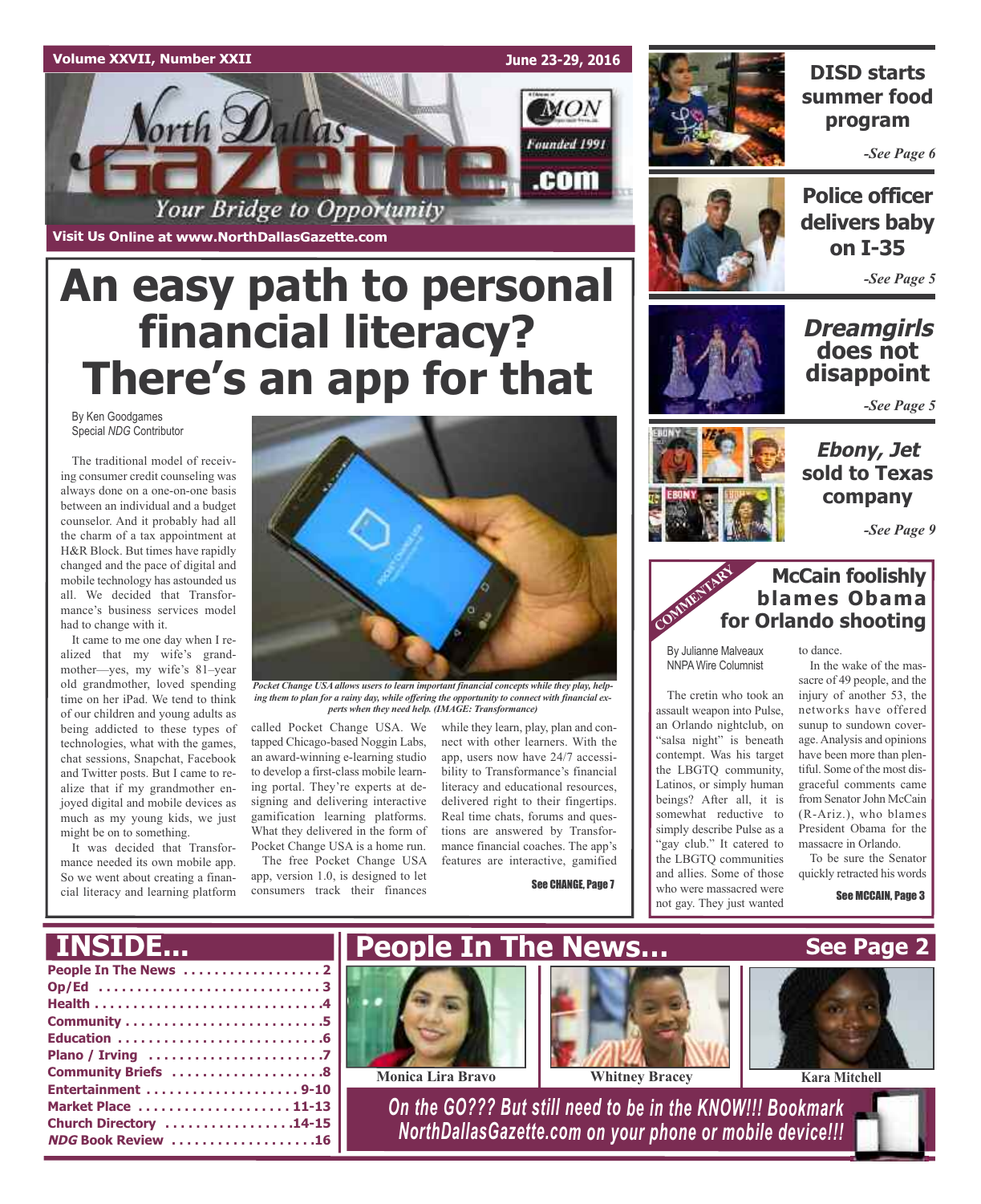# North Dallas Gazette

Volume XXVII, Number XXII — June 23-29, 2016

*Your Bridge to Opportunity* — Founded 1991

Visit Us Online at www.NorthDallasGazette.com

# An easy path to personal financial literacy? There's an app for that

By Ken Goodgames
Special *NDG* Contributor

The traditional model of receiving consumer credit counseling was always done on a one-on-one basis between an individual and a budget counselor. And it probably had all the charm of a tax appointment at H&R Block. But times have rapidly changed and the pace of digital and mobile technology has astounded us all. We decided that Transformance's business services model had to change with it.

It came to me one day when I realized that my wife's grandmother—yes, my wife's 81–year old grandmother, loved spending time on her iPad. We tend to think of our children and young adults as being addicted to these types of technologies, what with the games, chat sessions, Snapchat, Facebook and Twitter posts. But I came to realize that if my grandmother enjoyed digital and mobile devices as much as my young kids, we just might be on to something.

It was decided that Transformance needed its own mobile app. So we went about creating a financial literacy and learning platform called Pocket Change USA. We tapped Chicago-based Noggin Labs, an award-winning e-learning studio to develop a first-class mobile learning portal. They're experts at designing and delivering interactive gamification learning platforms. What they delivered in the form of Pocket Change USA is a home run.

The free Pocket Change USA app, version 1.0, is designed to let consumers track their finances while they learn, play, plan and connect with other learners. With the app, users now have 24/7 accessibility to Transformance's financial literacy and educational resources, delivered right to their fingertips. Real time chats, forums and questions are answered by Transformance financial coaches. The app's features are interactive, gamified

*Pocket Change USA allows users to learn important financial concepts while they play, helping them to plan for a rainy day, while offering the opportunity to connect with financial experts when they need help. (IMAGE: Transformance)*

See CHANGE, Page 7

## DISD starts summer food program

*-See Page 6*

## Police officer delivers baby on I-35

*-See Page 5*

## *Dreamgirls* does not disappoint

*-See Page 5*

## *Ebony, Jet* sold to Texas company

*-See Page 9*

## COMMENTARY: McCain foolishly blames Obama for Orlando shooting

By Julianne Malveaux
NNPA Wire Columnist

The cretin who took an assault weapon into Pulse, an Orlando nightclub, on "salsa night" is beneath contempt. Was his target the LBGTQ community, Latinos, or simply human beings? After all, it is somewhat reductive to simply describe Pulse as a "gay club." It catered to the LBGTQ communities and allies. Some of those who were massacred were not gay. They just wanted to dance.

In the wake of the massacre of 49 people, and the injury of another 53, the networks have offered sunup to sundown coverage. Analysis and opinions have been more than plentiful. Some of the most disgraceful comments came from Senator John McCain (R-Ariz.), who blames President Obama for the massacre in Orlando.

To be sure the Senator quickly retracted his words

See MCCAIN, Page 3

## INSIDE...

- People In The News .................. 2
- Op/Ed .................. 3
- Health .................. 4
- Community .................. 5
- Education .................. 6
- Plano / Irving .................. 7
- Community Briefs .................. 8
- Entertainment .................. 9-10
- Market Place .................. 11-13
- Church Directory .................. 14-15
- *NDG* Book Review .................. 16

## People In The News... See Page 2

Monica Lira Bravo — Whitney Bracey — Kara Mitchell

*On the GO??? But still need to be in the KNOW!!! Bookmark NorthDallasGazette.com on your phone or mobile device!!!*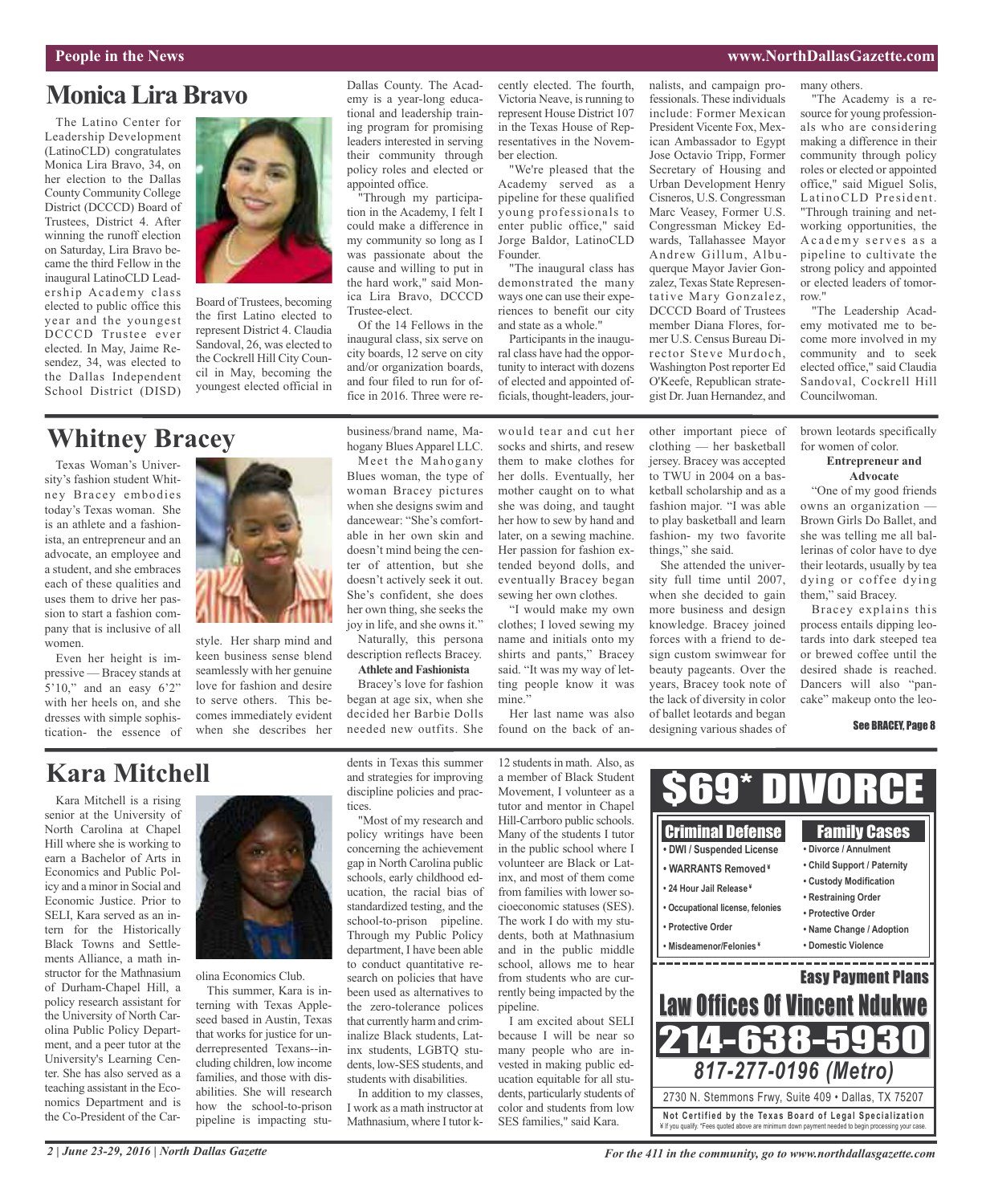# Monica Lira Bravo

The Latino Center for Leadership Development (LatinoCLD) congratulates Monica Lira Bravo, 34, on her election to the Dallas County Community College District (DCCCD) Board of Trustees, District 4. After winning the runoff election on Saturday, Lira Bravo became the third Fellow in the inaugural LatinoCLD Leadership Academy class elected to public office this year and the youngest DCCCD Trustee ever elected. In May, Jaime Resendez, 34, was elected to the Dallas Independent School District (DISD) Board of Trustees, becoming the first Latino elected to represent District 4. Claudia Sandoval, 26, was elected to the Cockrell Hill City Council in May, becoming the youngest elected official in Dallas County. The Academy is a year-long educational and leadership training program for promising leaders interested in serving their community through policy roles and elected or appointed office.

"Through my participation in the Academy, I felt I could make a difference in my community so long as I was passionate about the cause and willing to put in the hard work," said Monica Lira Bravo, DCCCD Trustee-elect.

Of the 14 Fellows in the inaugural class, six serve on city boards, 12 serve on city and/or organization boards, and four filed to run for office in 2016. Three were recently elected. The fourth, Victoria Neave, is running to represent House District 107 in the Texas House of Representatives in the November election.

"We're pleased that the Academy served as a pipeline for these qualified young professionals to enter public office," said Jorge Baldor, LatinoCLD Founder.

"The inaugural class has demonstrated the many ways one can use their experiences to benefit our city and state as a whole."

Participants in the inaugural class have had the opportunity to interact with dozens of elected and appointed officials, thought-leaders, journalists, and campaign professionals. These individuals include: Former Mexican President Vicente Fox, Mexican Ambassador to Egypt Jose Octavio Tripp, Former Secretary of Housing and Urban Development Henry Cisneros, U.S. Congressman Marc Veasey, Former U.S. Congressman Mickey Edwards, Tallahassee Mayor Andrew Gillum, Albuquerque Mayor Javier Gonzalez, Texas State Representative Mary Gonzalez, DCCCD Board of Trustees member Diana Flores, former U.S. Census Bureau Director Steve Murdoch, Washington Post reporter Ed O'Keefe, Republican strategist Dr. Juan Hernandez, and many others.

"The Academy is a resource for young professionals who are considering making a difference in their community through policy roles or elected or appointed office," said Miguel Solis, LatinoCLD President. "Through training and networking opportunities, the Academy serves as a pipeline to cultivate the strong policy and appointed or elected leaders of tomorrow."

"The Leadership Academy motivated me to become more involved in my community and to seek elected office," said Claudia Sandoval, Cockrell Hill Councilwoman.

# Whitney Bracey

Texas Woman's University's fashion student Whitney Bracey embodies today's Texas woman. She is an athlete and a fashionista, an entrepreneur and an advocate, an employee and a student, and she embraces each of these qualities and uses them to drive her passion to start a fashion company that is inclusive of all women.

Even her height is impressive — Bracey stands at 5'10," and an easy 6'2" with her heels on, and she dresses with simple sophistication- the essence of style. Her sharp mind and keen business sense blend seamlessly with her genuine love for fashion and desire to serve others. This becomes immediately evident when she describes her business/brand name, Mahogany Blues Apparel LLC.

Meet the Mahogany Blues woman, the type of woman Bracey pictures when she designs swim and dancewear: "She's comfortable in her own skin and doesn't mind being the center of attention, but she doesn't actively seek it out. She's confident, she does her own thing, she seeks the joy in life, and she owns it."

Naturally, this persona description reflects Bracey.

**Athlete and Fashionista**

Bracey's love for fashion began at age six, when she decided her Barbie Dolls needed new outfits. She would tear and cut her socks and shirts, and resew them to make clothes for her dolls. Eventually, her mother caught on to what she was doing, and taught her how to sew by hand and later, on a sewing machine. Her passion for fashion extended beyond dolls, and eventually Bracey began sewing her own clothes.

"I would make my own clothes; I loved sewing my name and initials onto my shirts and pants," Bracey said. "It was my way of letting people know it was mine."

Her last name was also found on the back of another important piece of clothing — her basketball jersey. Bracey was accepted to TWU in 2004 on a basketball scholarship and as a fashion major. "I was able to play basketball and learn fashion- my two favorite things," she said.

She attended the university full time until 2007, when she decided to gain more business and design knowledge. Bracey joined forces with a friend to design custom swimwear for beauty pageants. Over the years, Bracey took note of the lack of diversity in color of ballet leotards and began designing various shades of brown leotards specifically for women of color.

**Entrepreneur and Advocate**

"One of my good friends owns an organization — Brown Girls Do Ballet, and she was telling me all ballerinas of color have to dye their leotards, usually by tea dying or coffee dying them," said Bracey.

Bracey explains this process entails dipping leotards into dark steeped tea or brewed coffee until the desired shade is reached. Dancers will also "pancake" makeup onto the leo-

See BRACEY, Page 8

# Kara Mitchell

Kara Mitchell is a rising senior at the University of North Carolina at Chapel Hill where she is working to earn a Bachelor of Arts in Economics and Public Policy and a minor in Social and Economic Justice. Prior to SELI, Kara served as an intern for the Historically Black Towns and Settlements Alliance, a math instructor for the Mathnasium of Durham-Chapel Hill, a policy research assistant for the University of North Carolina Public Policy Department, and a peer tutor at the University's Learning Center. She has also served as a teaching assistant in the Economics Department and is the Co-President of the Carolina Economics Club.

This summer, Kara is interning with Texas Appleseed based in Austin, Texas that works for justice for underrepresented Texans--including children, low income families, and those with disabilities. She will research how the school-to-prison pipeline is impacting students in Texas this summer and strategies for improving discipline policies and practices.

"Most of my research and policy writings have been concerning the achievement gap in North Carolina public schools, early childhood education, the racial bias of standardized testing, and the school-to-prison pipeline. Through my Public Policy department, I have been able to conduct quantitative research on policies that have been used as alternatives to the zero-tolerance polices that currently harm and criminalize Black students, Latinx students, LGBTQ students, low-SES students, and students with disabilities.

In addition to my classes, I work as a math instructor at Mathnasium, where I tutor k-12 students in math. Also, as a member of Black Student Movement, I volunteer as a tutor and mentor in Chapel Hill-Carrboro public schools. Many of the students I tutor in the public school where I volunteer are Black or Latinx, and most of them come from families with lower socioeconomic statuses (SES). The work I do with my students, both at Mathnasium and in the public middle school, allows me to hear from students who are currently being impacted by the pipeline.

I am excited about SELI because I will be near so many people who are invested in making public education equitable for all students, particularly students of color and students from low SES families," said Kara.

---

**$69* DIVORCE**

| Criminal Defense | Family Cases |
|---|---|
| • DWI / Suspended License | • Divorce / Annulment |
| • WARRANTS Removed ¥ | • Child Support / Paternity |
| • 24 Hour Jail Release ¥ | • Custody Modification |
| • Occupational license, felonies | • Restraining Order |
| • Protective Order | • Protective Order |
| • Misdeameanor/Felonies ¥ | • Name Change / Adoption |
| | • Domestic Violence |

**Easy Payment Plans**

**Law Offices Of Vincent Ndukwe**

**214-638-5930**

***817-277-0196 (Metro)***

2730 N. Stemmons Frwy, Suite 409 • Dallas, TX 75207

**Not Certified by the Texas Board of Legal Specialization**

¥ If you qualify. *Fees quoted above are minimum down payment needed to begin processing your case.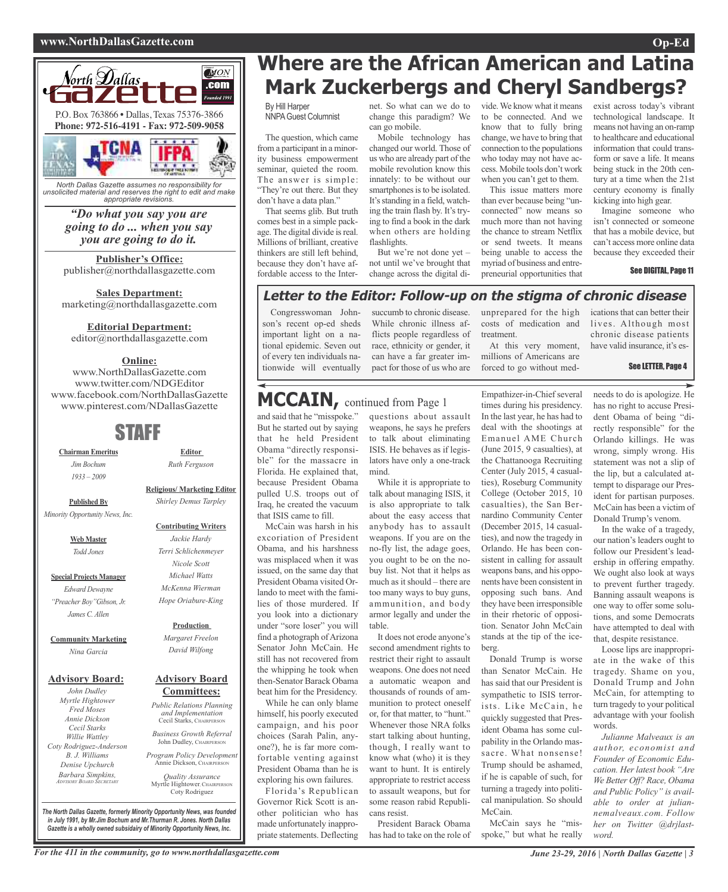# North Dallas Gazette

P.O. Box 763866 • Dallas, Texas 75376-3866
**Phone: 972-516-4191 - Fax: 972-509-9058**

*North Dallas Gazette assumes no responsibility for unsolicited material and reserves the right to edit and make appropriate revisions.*

***"Do what you say you are going to do ... when you say you are going to do it.***

**Publisher's Office:**
publisher@northdallasgazette.com

**Sales Department:**
marketing@northdallasgazette.com

**Editorial Department:**
editor@northdallasgazette.com

**Online:**
www.NorthDallasGazette.com
www.twitter.com/NDGEditor
www.facebook.com/NorthDallasGazette
www.pinterest.com/NDallasGazette

## STAFF

**Chairman Emeritus**
*Jim Bochum*
*1933 – 2009*

**Published By**
*Minority Opportunity News, Inc.*

**Web Master**
*Todd Jones*

**Special Projects Manager**
*Edward Dewayne "Preacher Boy" Gibson, Jr.*
*James C. Allen*

**Community Marketing**
*Nina Garcia*

**Advisory Board:**
*John Dudley*
*Myrtle Hightower*
*Fred Moses*
*Annie Dickson*
*Cecil Starks*
*Willie Wattley*
*Coty Rodriguez-Anderson*
*B. J. Williams*
*Denise Upchurch*
*Barbara Simpkins, Advisory Board Secretary*

**Editor**
*Ruth Ferguson*

**Religious/ Marketing Editor**
*Shirley Demus Tarpley*

**Contributing Writers**
*Jackie Hardy*
*Terri Schlichenmeyer*
*Nicole Scott*
*Michael Watts*
*McKenna Wierman*
*Hope Oriabure-King*

**Production**
*Margaret Freelon*
*David Wilfong*

**Advisory Board Committees:**

*Public Relations Planning and Implementation*
Cecil Starks, Chairperson

*Business Growth Referral*
John Dudley, Chairperson

*Program Policy Development*
Annie Dickson, Chairperson

*Quality Assurance*
Myrtle Hightower, Chairperson
Coty Rodriguez

*The North Dallas Gazette, formerly Minority Opportunity News, was founded in July 1991, by Mr.Jim Bochum and Mr.Thurman R. Jones. North Dallas Gazette is a wholly owned subsidairy of Minority Opportunity News, Inc.*

# Where are the African American and Latina Mark Zuckerbergs and Cheryl Sandbergs?

By Hill Harper
NNPA Guest Columnist

The question, which came from a participant in a minority business empowerment seminar, quieted the room. The answer is simple: "They're out there. But they don't have a data plan."

That seems glib. But truth comes best in a simple package. The digital divide is real. Millions of brilliant, creative thinkers are still left behind, because they don't have affordable access to the Internet. So what can we do to change this paradigm? We can go mobile.

Mobile technology has changed our world. Those of us who are already part of the mobile revolution know this innately: to be without our smartphones is to be isolated. It's standing in a field, watching the train flash by. It's trying to find a book in the dark when others are holding flashlights.

But we're not done yet – not until we've brought that change across the digital divide. We know what it means to be connected. And we know that to fully bring change, we have to bring that connection to the populations who today may not have access. Mobile tools don't work when you can't get to them.

This issue matters more than ever because being "unconnected" now means so much more than not having the chance to stream Netflix or send tweets. It means being unable to access the myriad of business and entrepreneurial opportunities that exist across today's vibrant technological landscape. It means not having an on-ramp to healthcare and educational information that could transform or save a life. It means being stuck in the 20th century at a time when the 21st century economy is finally kicking into high gear.

Imagine someone who isn't connected or someone that has a mobile device, but can't access more online data because they exceeded their

**See DIGITAL, Page 11**

## Letter to the Editor: Follow-up on the stigma of chronic disease

Congresswoman Johnson's recent op-ed sheds important light on a national epidemic. Seven out of every ten individuals nationwide will eventually succumb to chronic disease. While chronic illness afflicts people regardless of race, ethnicity or gender, it can have a far greater impact for those of us who are unprepared for the high costs of medication and treatment.

At this very moment, millions of Americans are forced to go without medications that can better their lives. Although most chronic disease patients have valid insurance, it's es-

**See LETTER, Page 4**

## MCCAIN, continued from Page 1

and said that he "misspoke." But he started out by saying that he held President Obama "directly responsible" for the massacre in Florida. He explained that, because President Obama pulled U.S. troops out of Iraq, he created the vacuum that ISIS came to fill.

McCain was harsh in his excoriation of President Obama, and his harshness was misplaced when it was issued, on the same day that President Obama visited Orlando to meet with the families of those murdered. If you look into a dictionary under "sore loser" you will find a photograph of Arizona Senator John McCain. He still has not recovered from the whipping he took when then-Senator Barack Obama beat him for the Presidency.

While he can only blame himself, his poorly executed campaign, and his poor choices (Sarah Palin, anyone?), he is far more comfortable venting against President Obama than he is exploring his own failures.

Florida's Republican Governor Rick Scott is another politician who has made unfortunately inappropriate statements. Deflecting questions about assault weapons, he says he prefers to talk about eliminating ISIS. He behaves as if legislators have only a one-track mind.

While it is appropriate to talk about managing ISIS, it is also appropriate to talk about the easy access that anybody has to assault weapons. If you are on the no-fly list, the adage goes, you ought to be on the no-buy list. Not that it helps as much as it should – there are too many ways to buy guns, ammunition, and body armor legally and under the table.

It does not erode anyone's second amendment rights to restrict their right to assault weapons. One does not need a automatic weapon and thousands of rounds of ammunition to protect oneself or, for that matter, to "hunt." Whenever those NRA folks start talking about hunting, though, I really want to know what (who) it is they want to hunt. It is entirely appropriate to restrict access to assault weapons, but for some reason rabid Republicans resist.

President Barack Obama has had to take on the role of Empathizer-in-Chief several times during his presidency. In the last year, he has had to deal with the shootings at Emanuel AME Church (June 2015, 9 casualties), at the Chattanooga Recruiting Center (July 2015, 4 casualties), Roseburg Community College (October 2015, 10 casualties), the San Bernardino Community Center (December 2015, 14 casualties), and now the tragedy in Orlando. He has been consistent in calling for assault weapons bans, and his opponents have been consistent in opposing such bans. And they have been irresponsible in their rhetoric of opposition. Senator John McCain stands at the tip of the iceberg.

Donald Trump is worse than Senator McCain. He has said that our President is sympathetic to ISIS terrorists. Like McCain, he quickly suggested that President Obama has some culpability in the Orlando massacre. What nonsense! Trump should be ashamed, if he is capable of such, for turning a tragedy into political manipulation. So should McCain.

McCain says he "misspoke," but what he really needs to do is apologize. He has no right to accuse President Obama of being "directly responsible" for the Orlando killings. He was wrong, simply wrong. His statement was not a slip of the lip, but a calculated attempt to disparage our President for partisan purposes. McCain has been a victim of Donald Trump's venom.

In the wake of a tragedy, our nation's leaders ought to follow our President's leadership in offering empathy. We ought also look at ways to prevent further tragedy. Banning assault weapons is one way to offer some solutions, and some Democrats have attempted to deal with that, despite resistance.

Loose lips are inappropriate in the wake of this tragedy. Shame on you, Donald Trump and John McCain, for attempting to turn tragedy to your political advantage with your foolish words.

*Julianne Malveaux is an author, economist and Founder of Economic Education. Her latest book "Are We Better Off? Race, Obama and Public Policy" is available to order at juliannemalveaux.com. Follow her on Twitter @drjlastword.*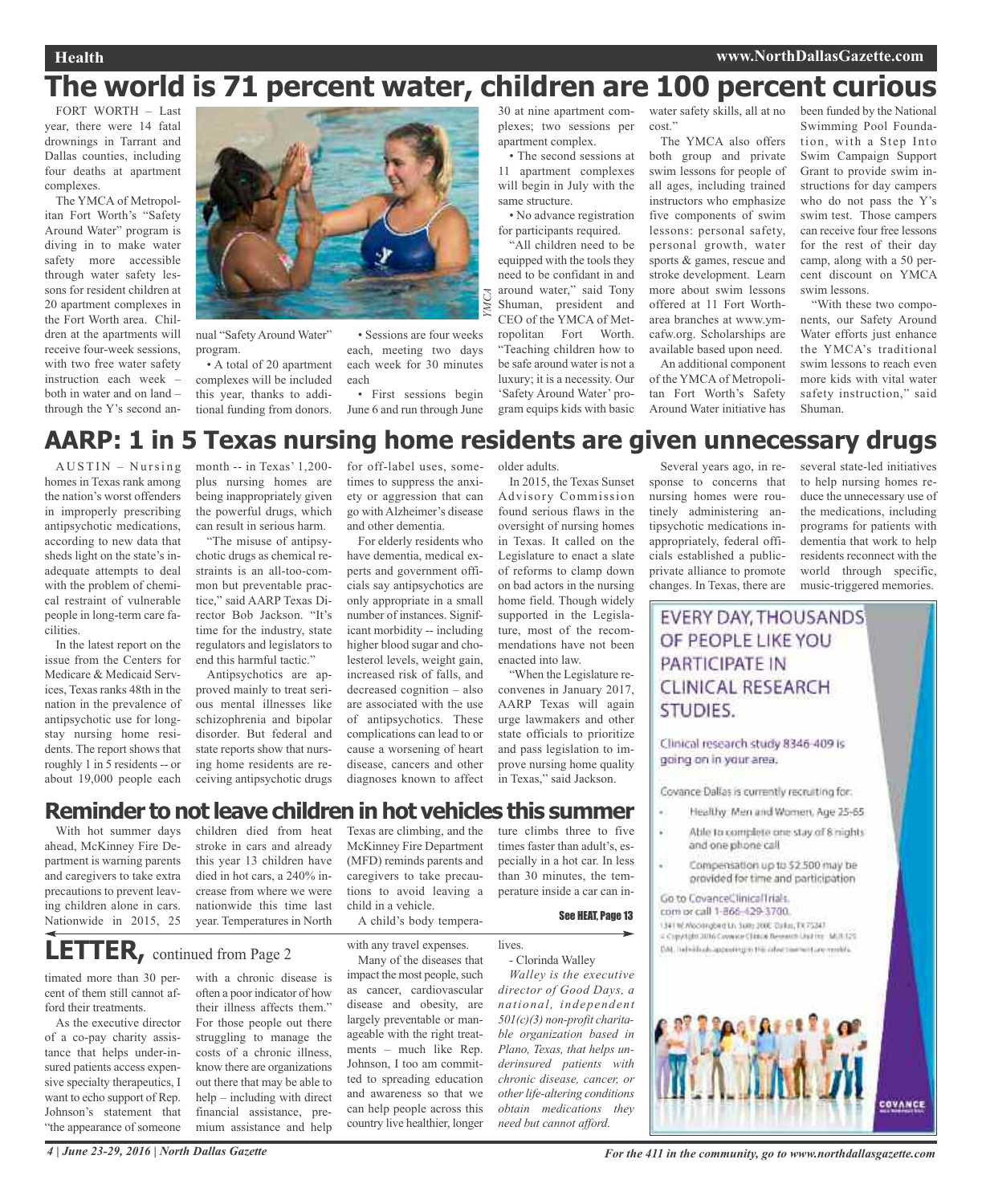# The world is 71 percent water, children are 100 percent curious

FORT WORTH – Last year, there were 14 fatal drownings in Tarrant and Dallas counties, including four deaths at apartment complexes.

The YMCA of Metropolitan Fort Worth's "Safety Around Water" program is diving in to make water safety more accessible through water safety lessons for resident children at 20 apartment complexes in the Fort Worth area. Children at the apartments will receive four-week sessions, with two free water safety instruction each week – both in water and on land – through the Y's second annual "Safety Around Water" program.

YMCA

- A total of 20 apartment complexes will be included this year, thanks to additional funding from donors.
- Sessions are four weeks each, meeting two days each week for 30 minutes each
- First sessions begin June 6 and run through June 30 at nine apartment complexes; two sessions per apartment complex.
- The second sessions at 11 apartment complexes will begin in July with the same structure.
- No advance registration for participants required.

"All children need to be equipped with the tools they need to be confidant in and around water," said Tony Shuman, president and CEO of the YMCA of Metropolitan Fort Worth. "Teaching children how to be safe around water is not a luxury; it is a necessity. Our 'Safety Around Water' program equips kids with basic water safety skills, all at no cost."

The YMCA also offers both group and private swim lessons for people of all ages, including trained instructors who emphasize five components of swim lessons: personal safety, personal growth, water sports & games, rescue and stroke development. Learn more about swim lessons offered at 11 Fort Worth-area branches at www.ymcafw.org. Scholarships are available based upon need.

An additional component of the YMCA of Metropolitan Fort Worth's Safety Around Water initiative has been funded by the National Swimming Pool Foundation, with a Step Into Swim Campaign Support Grant to provide swim instructions for day campers who do not pass the Y's swim test. Those campers can receive four free lessons for the rest of their day camp, along with a 50 percent discount on YMCA swim lessons.

"With these two components, our Safety Around Water efforts just enhance the YMCA's traditional swim lessons to reach even more kids with vital water safety instruction," said Shuman.

# AARP: 1 in 5 Texas nursing home residents are given unnecessary drugs

AUSTIN – Nursing homes in Texas rank among the nation's worst offenders in improperly prescribing antipsychotic medications, according to new data that sheds light on the state's inadequate attempts to deal with the problem of chemical restraint of vulnerable people in long-term care facilities.

In the latest report on the issue from the Centers for Medicare & Medicaid Services, Texas ranks 48th in the nation in the prevalence of antipsychotic use for long-stay nursing home residents. The report shows that roughly 1 in 5 residents -- or about 19,000 people each month -- in Texas' 1,200-plus nursing homes are being inappropriately given the powerful drugs, which can result in serious harm.

"The misuse of antipsychotic drugs as chemical restraints is an all-too-common but preventable practice," said AARP Texas Director Bob Jackson. "It's time for the industry, state regulators and legislators to end this harmful tactic."

Antipsychotics are approved mainly to treat serious mental illnesses like schizophrenia and bipolar disorder. But federal and state reports show that nursing home residents are receiving antipsychotic drugs for off-label uses, sometimes to suppress the anxiety or aggression that can go with Alzheimer's disease and other dementia.

For elderly residents who have dementia, medical experts and government officials say antipsychotics are only appropriate in a small number of instances. Significant morbidity -- including higher blood sugar and cholesterol levels, weight gain, increased risk of falls, and decreased cognition – also are associated with the use of antipsychotics. These complications can lead to or cause a worsening of heart disease, cancers and other diagnoses known to affect older adults.

In 2015, the Texas Sunset Advisory Commission found serious flaws in the oversight of nursing homes in Texas. It called on the Legislature to enact a slate of reforms to clamp down on bad actors in the nursing home field. Though widely supported in the Legislature, most of the recommendations have not been enacted into law.

"When the Legislature reconvenes in January 2017, AARP Texas will again urge lawmakers and other state officials to prioritize and pass legislation to improve nursing home quality in Texas," said Jackson.

Several years ago, in response to concerns that nursing homes were routinely administering antipsychotic medications inappropriately, federal officials established a public-private alliance to promote changes. In Texas, there are several state-led initiatives to help nursing homes reduce the unnecessary use of the medications, including programs for patients with dementia that work to help residents reconnect with the world through specific, music-triggered memories.

EVERY DAY, THOUSANDS OF PEOPLE LIKE YOU PARTICIPATE IN CLINICAL RESEARCH STUDIES.

Clinical research study 8346-409 is going on in your area.

Covance Dallas is currently recruiting for:

- Healthy Men and Women, Age 25-65
- Able to complete one stay of 8 nights and one phone call
- Compensation up to $2,500 may be provided for time and participation

Go to CovanceClinicalTrials.com or call 1-866-429-3700.

COVANCE

# Reminder to not leave children in hot vehicles this summer

With hot summer days ahead, McKinney Fire Department is warning parents and caregivers to take extra precautions to prevent leaving children alone in cars. Nationwide in 2015, 25 children died from heat stroke in cars and already this year 13 children have died in hot cars, a 240% increase from where we were nationwide this time last year. Temperatures in North Texas are climbing, and the McKinney Fire Department (MFD) reminds parents and caregivers to take precautions to avoid leaving a child in a vehicle.

A child's body temperature climbs three to five times faster than adult's, especially in a hot car. In less than 30 minutes, the temperature inside a car can in-

See HEAT, Page 13

# LETTER, continued from Page 2

timated more than 30 percent of them still cannot afford their treatments.

As the executive director of a co-pay charity assistance that helps under-insured patients access expensive specialty therapeutics, I want to echo support of Rep. Johnson's statement that "the appearance of someone with a chronic disease is often a poor indicator of how their illness affects them." For those people out there struggling to manage the costs of a chronic illness, know there are organizations out there that may be able to help – including with direct financial assistance, premium assistance and help with any travel expenses.

Many of the diseases that impact the most people, such as cancer, cardiovascular disease and obesity, are largely preventable or manageable with the right treatments – much like Rep. Johnson, I too am committed to spreading education and awareness so that we can help people across this country live healthier, longer lives.

- Clorinda Walley

*Walley is the executive director of Good Days, a national, independent 501(c)(3) non-profit charitable organization based in Plano, Texas, that helps underinsured patients with chronic disease, cancer, or other life-altering conditions obtain medications they need but cannot afford.*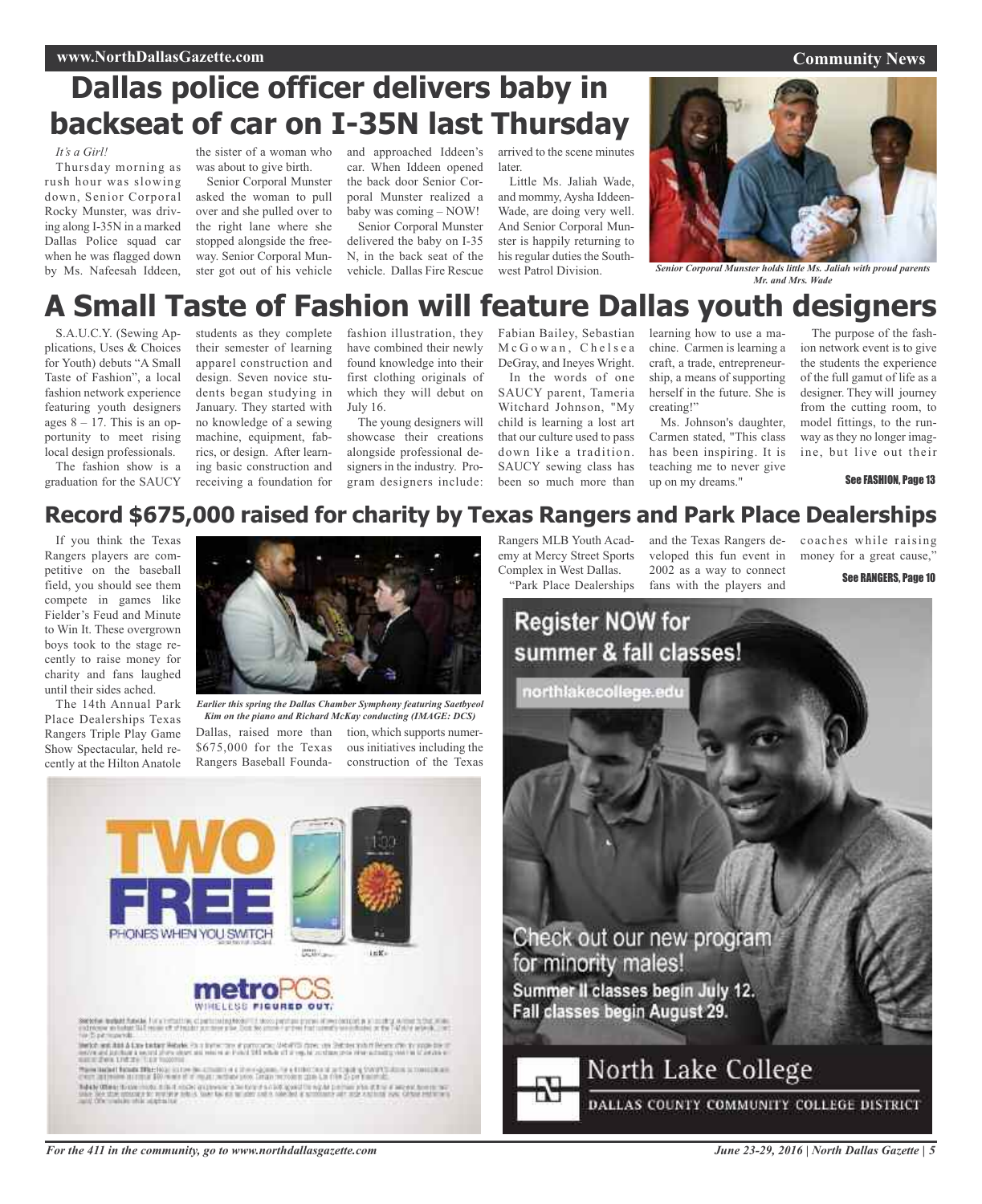# Dallas police officer delivers baby in backseat of car on I-35N last Thursday

*It's a Girl!*

Thursday morning as rush hour was slowing down, Senior Corporal Rocky Munster, was driving along I-35N in a marked Dallas Police squad car when he was flagged down by Ms. Nafeesah Iddeen, the sister of a woman who was about to give birth.

Senior Corporal Munster asked the woman to pull over and she pulled over to the right lane where she stopped alongside the freeway. Senior Corporal Munster got out of his vehicle and approached Iddeen's car. When Iddeen opened the back door Senior Corporal Munster realized a baby was coming – NOW!

Senior Corporal Munster delivered the baby on I-35 N, in the back seat of the vehicle. Dallas Fire Rescue arrived to the scene minutes later.

Little Ms. Jaliah Wade, and mommy, Aysha Iddeen-Wade, are doing very well. And Senior Corporal Munster is happily returning to his regular duties the Southwest Patrol Division.

*Senior Corporal Munster holds little Ms. Jaliah with proud parents Mr. and Mrs. Wade*

# A Small Taste of Fashion will feature Dallas youth designers

S.A.U.C.Y. (Sewing Applications, Uses & Choices for Youth) debuts "A Small Taste of Fashion", a local fashion network experience featuring youth designers ages 8 – 17. This is an opportunity to meet rising local design professionals.

The fashion show is a graduation for the SAUCY students as they complete their semester of learning apparel construction and design. Seven novice students began studying in January. They started with no knowledge of a sewing machine, equipment, fabrics, or design. After learning basic construction and receiving a foundation for fashion illustration, they have combined their newly found knowledge into their first clothing originals of which they will debut on July 16.

The young designers will showcase their creations alongside professional designers in the industry. Program designers include: Fabian Bailey, Sebastian McGowan, Chelsea DeGray, and Ineyes Wright.

In the words of one SAUCY parent, Tameria Witchard Johnson, "My child is learning a lost art that our culture used to pass down like a tradition. SAUCY sewing class has been so much more than learning how to use a machine. Carmen is learning a craft, a trade, entrepreneurship, a means of supporting herself in the future. She is creating!"

Ms. Johnson's daughter, Carmen stated, "This class has been inspiring. It is teaching me to never give up on my dreams."

The purpose of the fashion network event is to give the students the experience of the full gamut of life as a designer. They will journey from the cutting room, to model fittings, to the runway as they no longer imagine, but live out their

**See FASHION, Page 13**

# Record $675,000 raised for charity by Texas Rangers and Park Place Dealerships

If you think the Texas Rangers players are competitive on the baseball field, you should see them compete in games like Fielder's Feud and Minute to Win It. These overgrown boys took to the stage recently to raise money for charity and fans laughed until their sides ached.

The 14th Annual Park Place Dealerships Texas Rangers Triple Play Game Show Spectacular, held recently at the Hilton Anatole Dallas, raised more than $675,000 for the Texas Rangers Baseball Foundation, which supports numerous initiatives including the construction of the Texas Rangers MLB Youth Academy at Mercy Street Sports Complex in West Dallas.

"Park Place Dealerships and the Texas Rangers developed this fun event in 2002 as a way to connect fans with the players and coaches while raising money for a great cause,"

**See RANGERS, Page 10**

*Earlier this spring the Dallas Chamber Symphony featuring Saetbyeol Kim on the piano and Richard McKay conducting (IMAGE: DCS)*

TWO FREE PHONES WHEN YOU SWITCH

metroPCS. WIRELESS FIGURED OUT.

Register NOW for summer & fall classes!

northlakecollege.edu

Check out our new program for minority males!

Summer II classes begin July 12.
Fall classes begin August 29.

North Lake College
DALLAS COUNTY COMMUNITY COLLEGE DISTRICT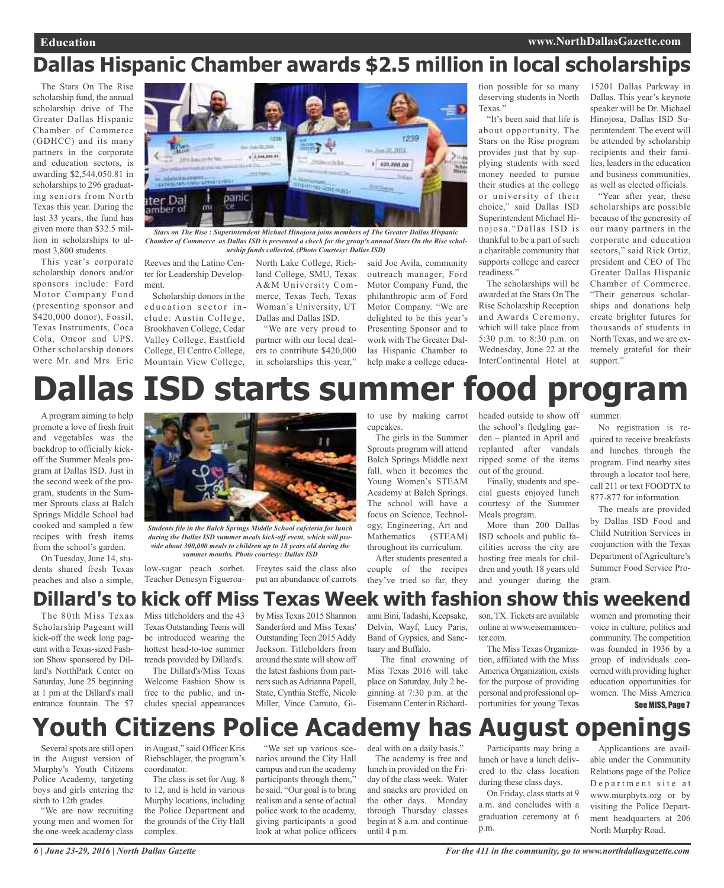# Dallas Hispanic Chamber awards $2.5 million in local scholarships

The Stars On The Rise scholarship fund, the annual scholarship drive of The Greater Dallas Hispanic Chamber of Commerce (GDHCC) and its many partners in the corporate and education sectors, is awarding $2,544,050.81 in scholarships to 296 graduating seniors from North Texas this year. During the last 33 years, the fund has given more than $32.5 million in scholarships to almost 3,800 students.

This year's corporate scholarship donors and/or sponsors include: Ford Motor Company Fund (presenting sponsor and $420,000 donor), Fossil, Texas Instruments, Coca Cola, Oncor and UPS. Other scholarship donors were Mr. and Mrs. Eric Reeves and the Latino Center for Leadership Development.

*Stars on The Rise : Superintendent Michael Hinojosa joins members of The Greater Dallas Hispanic Chamber of Commerce as Dallas ISD is presented a check for the group's annual Stars On the Rise scholarship funds collected. (Photo Courtesy: Dallas ISD)*

Scholarship donors in the education sector include: Austin College, Brookhaven College, Cedar Valley College, Eastfield College, El Centro College, Mountain View College, North Lake College, Richland College, SMU, Texas A&M University Commerce, Texas Tech, Texas Woman's University, UT Dallas and Dallas ISD.

"We are very proud to partner with our local dealers to contribute $420,000 in scholarships this year," said Joe Avila, community outreach manager, Ford Motor Company Fund, the philanthropic arm of Ford Motor Company. "We are delighted to be this year's Presenting Sponsor and to work with The Greater Dallas Hispanic Chamber to help make a college education possible for so many deserving students in North Texas."

"It's been said that life is about opportunity. The Stars on the Rise program provides just that by supplying students with seed money needed to pursue their studies at the college or university of their choice," said Dallas ISD Superintendent Michael Hinojosa. "Dallas ISD is thankful to be a part of such a charitable community that supports college and career readiness."

The scholarships will be awarded at the Stars On The Rise Scholarship Reception and Awards Ceremony, which will take place from 5:30 p.m. to 8:30 p.m. on Wednesday, June 22 at the InterContinental Hotel at 15201 Dallas Parkway in Dallas. This year's keynote speaker will be Dr. Michael Hinojosa, Dallas ISD Superintendent. The event will be attended by scholarship recipients and their families, leaders in the education and business communities, as well as elected officials.

"Year after year, these scholarships are possible because of the generosity of our many partners in the corporate and education sectors," said Rick Ortiz, president and CEO of The Greater Dallas Hispanic Chamber of Commerce. "Their generous scholarships and donations help create brighter futures for thousands of students in North Texas, and we are extremely grateful for their support."

# Dallas ISD starts summer food program

A program aiming to help promote a love of fresh fruit and vegetables was the backdrop to officially kickoff the Summer Meals program at Dallas ISD. Just in the second week of the program, students in the Summer Sprouts class at Balch Springs Middle School had cooked and sampled a few recipes with fresh items from the school's garden.

On Tuesday, June 14, students shared fresh Texas peaches and also a simple, low-sugar peach sorbet. Teacher Denesyn Figueroa-Freytes said the class also put an abundance of carrots to use by making carrot cupcakes.

*Students file in the Balch Springs Middle School cafeteria for lunch during the Dallas ISD summer meals kick-off event, which will provide about 300,000 meals to children up to 18 years old during the summer months. Photo courtesy: Dallas ISD*

The girls in the Summer Sprouts program will attend Balch Springs Middle next fall, when it becomes the Young Women's STEAM Academy at Balch Springs. The school will have a focus on Science, Technology, Engineering, Art and Mathematics (STEAM) throughout its curriculum.

After students presented a couple of the recipes they've tried so far, they headed outside to show off the school's fledgling garden – planted in April and replanted after vandals ripped some of the items out of the ground.

Finally, students and special guests enjoyed lunch courtesy of the Summer Meals program.

More than 200 Dallas ISD schools and public facilities across the city are hosting free meals for children and youth 18 years old and younger during the summer.

No registration is required to receive breakfasts and lunches through the program. Find nearby sites through a locator tool here, call 211 or text FOODTX to 877-877 for information.

The meals are provided by Dallas ISD Food and Child Nutrition Services in conjunction with the Texas Department of Agriculture's Summer Food Service Program.

# Dillard's to kick off Miss Texas Week with fashion show this weekend

The 80th Miss Texas Scholarship Pageant will kick-off the week long pageant with a Texas-sized Fashion Show sponsored by Dillard's NorthPark Center on Saturday, June 25 beginning at 1 pm at the Dillard's mall entrance fountain. The 57 Miss titleholders and the 43 Texas Outstanding Teens will be introduced wearing the hottest head-to-toe summer trends provided by Dillard's.

The Dillard's/Miss Texas Welcome Fashion Show is free to the public, and includes special appearances by Miss Texas 2015 Shannon Sanderford and Miss Texas' Outstanding Teen 2015 Addy Jackson. Titleholders from around the state will show off the latest fashions from partners such as Adrianna Papell, State, Cynthia Steffe, Nicole Miller, Vince Camuto, Gianni Bini, Tadashi, Keepsake, Delvin, Wayf, Lucy Paris, Band of Gypsies, and Sanctuary and Buffalo.

The final crowning of Miss Texas 2016 will take place on Saturday, July 2 beginning at 7:30 p.m. at the Eisemann Center in Richardson, TX. Tickets are available online at www.eisemanncenter.com.

The Miss Texas Organization, affiliated with the Miss America Organization, exists for the purpose of providing personal and professional opportunities for young Texas women and promoting their voice in culture, politics and community. The competition was founded in 1936 by a group of individuals concerned with providing higher education opportunities for women. The Miss America

See MISS, Page 7

# Youth Citizens Police Academy has August openings

Several spots are still open in the August version of Murphy's Youth Citizens Police Academy, targeting boys and girls entering the sixth to 12th grades.

"We are now recruiting young men and women for the one-week academy class in August," said Officer Kris Riebschlager, the program's coordinator.

The class is set for Aug. 8 to 12, and is held in various Murphy locations, including the Police Department and the grounds of the City Hall complex.

"We set up various scenarios around the City Hall campus and run the academy participants through them," he said. "Our goal is to bring realism and a sense of actual police work to the academy, giving participants a good look at what police officers deal with on a daily basis."

The academy is free and lunch in provided on the Friday of the class week. Water and snacks are provided on the other days. Monday through Thursday classes begin at 8 a.m. and continue until 4 p.m.

Participants may bring a lunch or have a lunch delivered to the class location during these class days.

On Friday, class starts at 9 a.m. and concludes with a graduation ceremony at 6 p.m.

Applicantions are available under the Community Relations page of the Police Department site at www.murphytx.org or by visiting the Police Department headquarters at 206 North Murphy Road.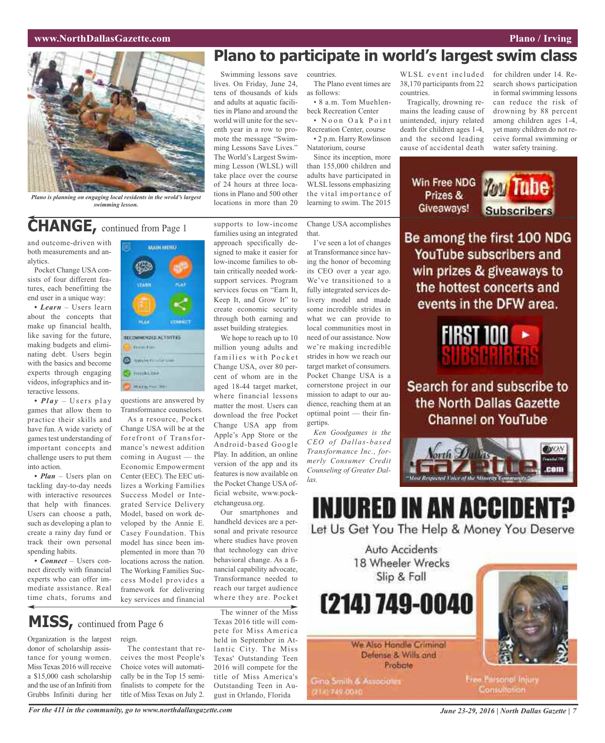# Plano to participate in world's largest swim class

*Plano is planning on engaging local residents in the wrold's largest swimming lesson.*

Swimming lessons save lives. On Friday, June 24, tens of thousands of kids and adults at aquatic facilities in Plano and around the world will unite for the seventh year in a row to promote the message "Swimming Lessons Save Lives." The World's Largest Swimming Lesson (WLSL) will take place over the course of 24 hours at three locations in Plano and 500 other locations in more than 20 countries.

The Plano event times are as follows:

- 8 a.m. Tom Muehlenbeck Recreation Center
- Noon Oak Point Recreation Center, course
- 2 p.m. Harry Rowlinson Natatorium, course

Since its inception, more than 155,000 children and adults have participated in WLSL lessons emphasizing the vital importance of learning to swim. The 2015 WLSL event included 38,170 participants from 22 countries.

Tragically, drowning remains the leading cause of unintended, injury related death for children ages 1-4, and the second leading cause of accidental death for children under 14. Research shows participation in formal swimming lessons can reduce the risk of drowning by 88 percent among children ages 1-4, yet many children do not receive formal swimming or water safety training.

## CHANGE, continued from Page 1

and outcome-driven with both measurements and analytics.

Pocket Change USA consists of four different features, each benefitting the end user in a unique way:

- ***Learn*** – Users learn about the concepts that make up financial health, like saving for the future, making budgets and eliminating debt. Users begin with the basics and become experts through engaging videos, infographics and interactive lessons.
- ***Play*** – Users play games that allow them to practice their skills and have fun. A wide variety of games test understanding of important concepts and challenge users to put them into action.
- ***Plan*** – Users plan on tackling day-to-day needs with interactive resources that help with finances. Users can choose a path, such as developing a plan to create a rainy day fund or track their own personal spending habits.
- ***Connect*** – Users connect directly with financial experts who can offer immediate assistance. Real time chats, forums and questions are answered by Transformation counselors.

As a resource, Pocket Change USA will be at the forefront of Transformance's newest addition coming in August — the Economic Empowerment Center (EEC). The EEC utilizes a Working Families Success Model or Integrated Service Delivery Model, based on work developed by the Annie E. Casey Foundation. This model has since been implemented in more than 70 locations across the nation. The Working Families Success Model provides a framework for delivering key services and financial supports to low-income families using an integrated approach specifically designed to make it easier for low-income families to obtain critically needed work-support services. Program services focus on "Earn It, Keep It, and Grow It" to create economic security through both earning and asset building strategies.

We hope to reach up to 10 million young adults and families with Pocket Change USA, over 80 percent of whom are in the aged 18-44 target market, where financial lessons matter the most. Users can download the free Pocket Change USA app from Apple's App Store or the Android-based Google Play. In addition, an online version of the app and its features is now available on the Pocket Change USA official website, www.pocketchangeusa.org.

Our smartphones and handheld devices are a personal and private resource where studies have proven that technology can drive behavioral change. As a financial capability advocate, Transformance needed to reach our target audience where they are. Pocket Change USA accomplishes that.

I've seen a lot of changes at Transformance since having the honor of becoming its CEO over a year ago. We've transitioned to a fully integrated services delivery model and made some incredible strides in what we can provide to local communities most in need of our assistance. Now we're making incredible strides in how we reach our target market of consumers. Pocket Change USA is a cornerstone project in our mission to adapt to our audience, reaching them at an optimal point — their fingertips.

*Ken Goodgames is the CEO of Dallas-based Transformance Inc., formerly Consumer Credit Counseling of Greater Dallas.*

## MISS, continued from Page 6

Organization is the largest donor of scholarship assistance for young women. Miss Texas 2016 will receive a $15,000 cash scholarship and the use of an Infiniti from Grubbs Infiniti during her reign.

The contestant that receives the most People's Choice votes will automatically be in the Top 15 semi-finalists to compete for the title of Miss Texas on July 2.

The winner of the Miss Texas 2016 title will compete for Miss America held in September in Atlantic City. The Miss Texas' Outstanding Teen 2016 will compete for the title of Miss America's Outstanding Teen in August in Orlando, Florida

Win Free NDG Prizes & Giveaways! YouTube Subscribers

Be among the first 100 NDG YouTube subscribers and win prizes & giveaways to the hottest concerts and events in the DFW area.

FIRST 100 SUBSCRIBERS

Search for and subscribe to the North Dallas Gazette Channel on YouTube

INJURED IN AN ACCIDENT?

Let Us Get You The Help & Money You Deserve

Auto Accidents
18 Wheeler Wrecks
Slip & Fall

(214) 749-0040

We Also Handle Criminal Defense & Wills and Probate

Gina Smith & Associates
(214) 749-0040

Free Personal Injury Consultation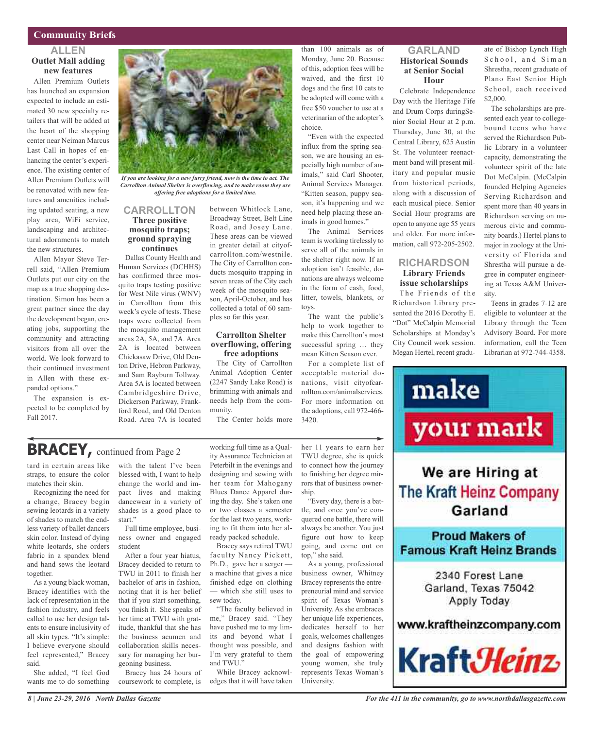## Community Briefs

### ALLEN

#### Outlet Mall adding new features

Allen Premium Outlets has launched an expansion expected to include an estimated 30 new specialty retailers that will be added at the heart of the shopping center near Neiman Marcus Last Call in hopes of enhancing the center's experience. The existing center of Allen Premium Outlets will be renovated with new features and amenities including updated seating, a new play area, WiFi service, landscaping and architectural adornments to match the new structures.

Allen Mayor Steve Terrell said, "Allen Premium Outlets put our city on the map as a true shopping destination. Simon has been a great partner since the day the development began, creating jobs, supporting the community and attracting visitors from all over the world. We look forward to their continued investment in Allen with these expanded options."

The expansion is expected to be completed by Fall 2017.

*If you are looking for a new furry friend, now is the time to act. The Carrollton Animal Shelter is overflowing, and to make room they are offering free adoptions for a limited time.*

### CARROLLTON

#### Three positive mosquito traps; ground spraying continues

Dallas County Health and Human Services (DCHHS) has confirmed three mosquito traps testing positive for West Nile virus (WNV) in Carrollton this week's cycle of tests. These traps were collected from the mosquito management areas 2A, 5A, and 7A. Area 2A is located between Chickasaw Drive, Old Denton Drive, Hebron Parkway, and Sam Rayburn Tollway. Area 5A is located between Cambridgeshire Drive, Dickerson Parkway, Frankford Road, and Old Denton Road. Area 7A is located between Whitlock Lane, Broadway Street, Belt Line Road, and Josey Lane. These areas can be viewed in greater detail at cityofcarrollton.com/westnile. The City of Carrollton conducts mosquito trapping in seven areas of the City each week of the mosquito season, April-October, and has collected a total of 60 samples so far this year.

#### Carrollton Shelter overflowing, offering free adoptions

The City of Carrollton Animal Adoption Center (2247 Sandy Lake Road) is brimming with animals and needs help from the community.

The Center holds more than 100 animals as of Monday, June 20. Because of this, adoption fees will be waived, and the first 10 dogs and the first 10 cats to be adopted will come with a free $50 voucher to use at a veterinarian of the adopter's choice.

"Even with the expected influx from the spring season, we are housing an especially high number of animals," said Carl Shooter, Animal Services Manager. "Kitten season, puppy season, it's happening and we need help placing these animals in good homes."

The Animal Services team is working tirelessly to serve all of the animals in the shelter right now. If an adoption isn't feasible, donations are always welcome in the form of cash, food, litter, towels, blankets, or toys.

The want the public's help to work together to make this Carrollton's most successful spring … they mean Kitten Season ever.

For a complete list of acceptable material donations, visit cityofcarrollton.com/animalservices. For more information on the adoptions, call 972-466-3420.

### GARLAND

#### Historical Sounds at Senior Social Hour

Celebrate Independence Day with the Heritage Fife and Drum Corps duringSenior Social Hour at 2 p.m. Thursday, June 30, at the Central Library, 625 Austin St. The volunteer reenactment band will present military and popular music from historical periods, along with a discussion of each musical piece. Senior Social Hour programs are open to anyone age 55 years and older. For more information, call 972-205-2502.

### RICHARDSON

#### Library Friends issue scholarships

The Friends of the Richardson Library presented the 2016 Dorothy E. "Dot" McCalpin Memorial Scholarships at Monday's City Council work session. Megan Hertel, recent graduate of Bishop Lynch High School, and Siman Shrestha, recent graduate of Plano East Senior High School, each received $2,000.

The scholarships are presented each year to college-bound teens who have served the Richardson Public Library in a volunteer capacity, demonstrating the volunteer spirit of the late Dot McCalpin. (McCalpin founded Helping Agencies Serving Richardson and spent more than 40 years in Richardson serving on numerous civic and community boards.) Hertel plans to major in zoology at the University of Florida and Shrestha will pursue a degree in computer engineering at Texas A&M University.

Teens in grades 7-12 are eligible to volunteer at the Library through the Teen Advisory Board. For more information, call the Teen Librarian at 972-744-4358.

## BRACEY, continued from Page 2

tard in certain areas like straps, to ensure the color matches their skin.

Recognizing the need for a change, Bracey begin sewing leotards in a variety of shades to match the endless variety of ballet dancers skin color. Instead of dying white leotards, she orders fabric in a spandex blend and hand sews the leotard together.

As a young black woman, Bracey identifies with the lack of representation in the fashion industry, and feels called to use her design talents to ensure inclusivity of all skin types. "It's simple: I believe everyone should feel represented," Bracey said.

She added, "I feel God wants me to do something with the talent I've been blessed with, I want to help change the world and impact lives and making dancewear in a variety of shades is a good place to start."

Full time employee, business owner and engaged student

After a four year hiatus, Bracey decided to return to TWU in 2011 to finish her bachelor of arts in fashion, noting that it is her belief that if you start something, you finish it. She speaks of her time at TWU with gratitude, thankful that she has the business acumen and collaboration skills necessary for managing her burgeoning business.

Bracey has 24 hours of coursework to complete, is working full time as a Quality Assurance Technician at Peterbilt in the evenings and designing and sewing with her team for Mahogany Blues Dance Apparel during the day. She's taken one or two classes a semester for the last two years, working to fit them into her already packed schedule.

Bracey says retired TWU faculty Nancy Pickett, Ph.D., gave her a serger — a machine that gives a nice finished edge on clothing — which she still uses to sew today.

"The faculty believed in me," Bracey said. "They have pushed me to my limits and beyond what I thought was possible, and I'm very grateful to them and TWU."

While Bracey acknowledges that it will have taken her 11 years to earn her TWU degree, she is quick to connect how the journey to finishing her degree mirrors that of business ownership.

"Every day, there is a battle, and once you've conquered one battle, there will always be another. You just figure out how to keep going, and come out on top," she said.

As a young, professional business owner, Whitney Bracey represents the entrepreneurial mind and service spirit of Texas Woman's University. As she embraces her unique life experiences, dedicates herself to her goals, welcomes challenges and designs fashion with the goal of empowering young women, she truly represents Texas Woman's University.

---

**make your mark**

**We are Hiring at The Kraft Heinz Company Garland**

**Proud Makers of Famous Kraft Heinz Brands**

2340 Forest Lane
Garland, Texas 75042
Apply Today

www.kraftheinzcompany.com

**KraftHeinz**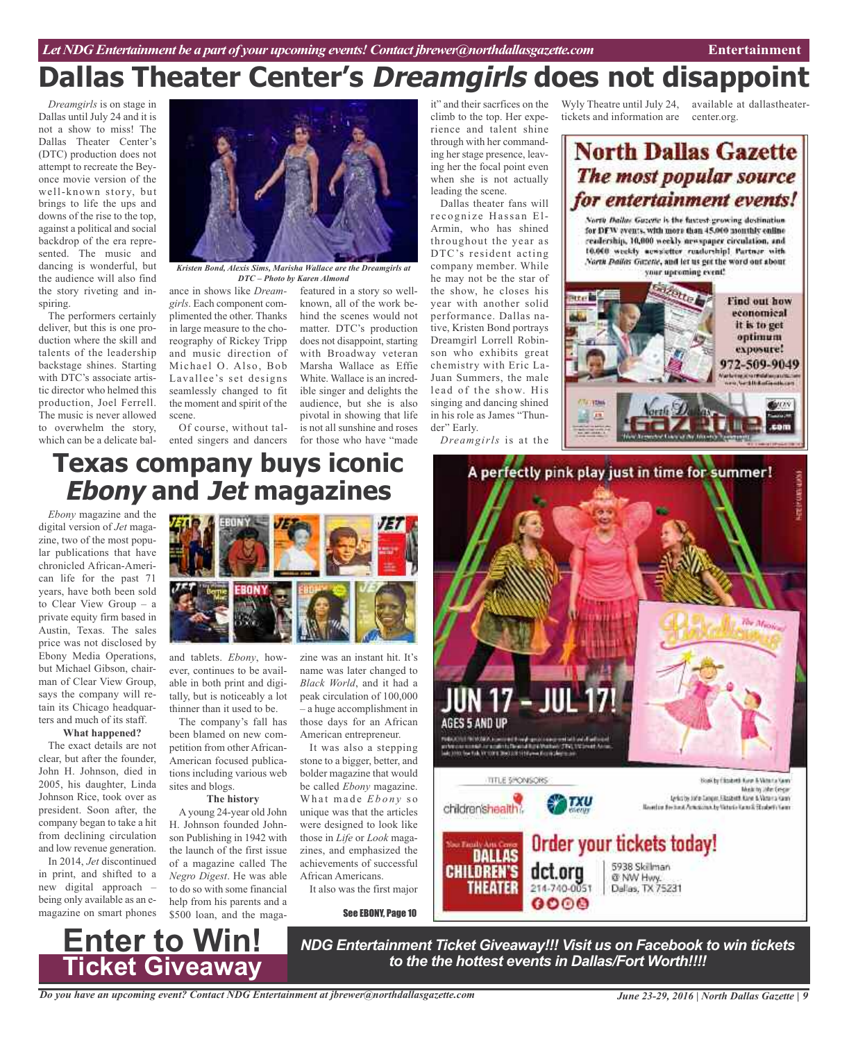# Dallas Theater Center's *Dreamgirls* does not disappoint

*Dreamgirls* is on stage in Dallas until July 24 and it is not a show to miss! The Dallas Theater Center's (DTC) production does not attempt to recreate the Beyonce movie version of the well-known story, but brings to life the ups and downs of the rise to the top, against a political and social backdrop of the era represented. The music and dancing is wonderful, but the audience will also find the story riveting and inspiring.

The performers certainly deliver, but this is one production where the skill and talents of the leadership backstage shines. Starting with DTC's associate artistic director who helmed this production, Joel Ferrell. The music is never allowed to overwhelm the story, which can be a delicate balance in shows like *Dreamgirls*. Each component complimented the other. Thanks in large measure to the choreography of Rickey Tripp and music direction of Michael O. Also, Bob Lavallee's set designs seamlessly changed to fit the moment and spirit of the scene.

*Kristen Bond, Alexis Sims, Marisha Wallace are the Dreamgirls at DTC – Photo by Karen Almond*

Of course, without talented singers and dancers featured in a story so well-known, all of the work behind the scenes would not matter. DTC's production does not disappoint, starting with Broadway veteran Marsha Wallace as Effie White. Wallace is an incredible singer and delights the audience, but she is also pivotal in showing that life is not all sunshine and roses for those who have "made it" and their sacrfices on the climb to the top. Her experience and talent shine through with her commanding her stage presence, leaving her the focal point even when she is not actually leading the scene.

Dallas theater fans will recognize Hassan El-Armin, who has shined throughout the year as DTC's resident acting company member. While he may not be the star of the show, he closes his year with another solid performance. Dallas native, Kristen Bond portrays Dreamgirl Lorrell Robinson who exhibits great chemistry with Eric LaJuan Summers, the male lead of the show. His singing and dancing shined in his role as James "Thunder" Early.

*Dreamgirls* is at the Wyly Theatre until July 24, tickets and information are available at dallastheatercenter.org.

# Texas company buys iconic *Ebony* and *Jet* magazines

*Ebony* magazine and the digital version of *Jet* magazine, two of the most popular publications that have chronicled African-American life for the past 71 years, have both been sold to Clear View Group – a private equity firm based in Austin, Texas. The sales price was not disclosed by Ebony Media Operations, but Michael Gibson, chairman of Clear View Group, says the company will retain its Chicago headquarters and much of its staff.

**What happened?**

The exact details are not clear, but after the founder, John H. Johnson, died in 2005, his daughter, Linda Johnson Rice, took over as president. Soon after, the company began to take a hit from declining circulation and low revenue generation.

In 2014, *Jet* discontinued in print, and shifted to a new digital approach – being only available as an e-magazine on smart phones and tablets. *Ebony*, however, continues to be available in both print and digitally, but is noticeably a lot thinner than it used to be.

The company's fall has been blamed on new competition from other African-American focused publications including various web sites and blogs.

**The history**

A young 24-year old John H. Johnson founded Johnson Publishing in 1942 with the launch of the first issue of a magazine called The *Negro Digest*. He was able to do so with some financial help from his parents and a $500 loan, and the magazine was an instant hit. It's name was later changed to *Black World*, and it had a peak circulation of 100,000 – a huge accomplishment in those days for an African American entrepreneur.

It was also a stepping stone to a bigger, better, and bolder magazine that would be called *Ebony* magazine. What made *Ebony* so unique was that the articles were designed to look like those in *Life* or *Look* magazines, and emphasized the achievements of successful African Americans.

It also was the first major

See EBONY, Page 10

**North Dallas Gazette**
***The most popular source for entertainment events!***

*North Dallas Gazette* is the fastest-growing destination for DFW events, with more than 45,000 monthly online readership, 10,000 weekly newspaper circulation, and 10,000 weekly newsletter readership! Partner with *North Dallas Gazette*, and let us get the word out about your upcoming event!

**Find out how economical it is to get optimum exposure!**
**972-509-9049**

A perfectly pink play just in time for summer!

JUN 17 – JUL 17!
AGES 5 AND UP

TITLE SPONSORS: children'shealth, TXU energy

Order your tickets today!
Dallas Children's Theater
dct.org
214-740-0051
5938 Skillman @ NW Hwy. Dallas, TX 75231

# Enter to Win! Ticket Giveaway

***NDG Entertainment Ticket Giveaway!!! Visit us on Facebook to win tickets to the the hottest events in Dallas/Fort Worth!!!!***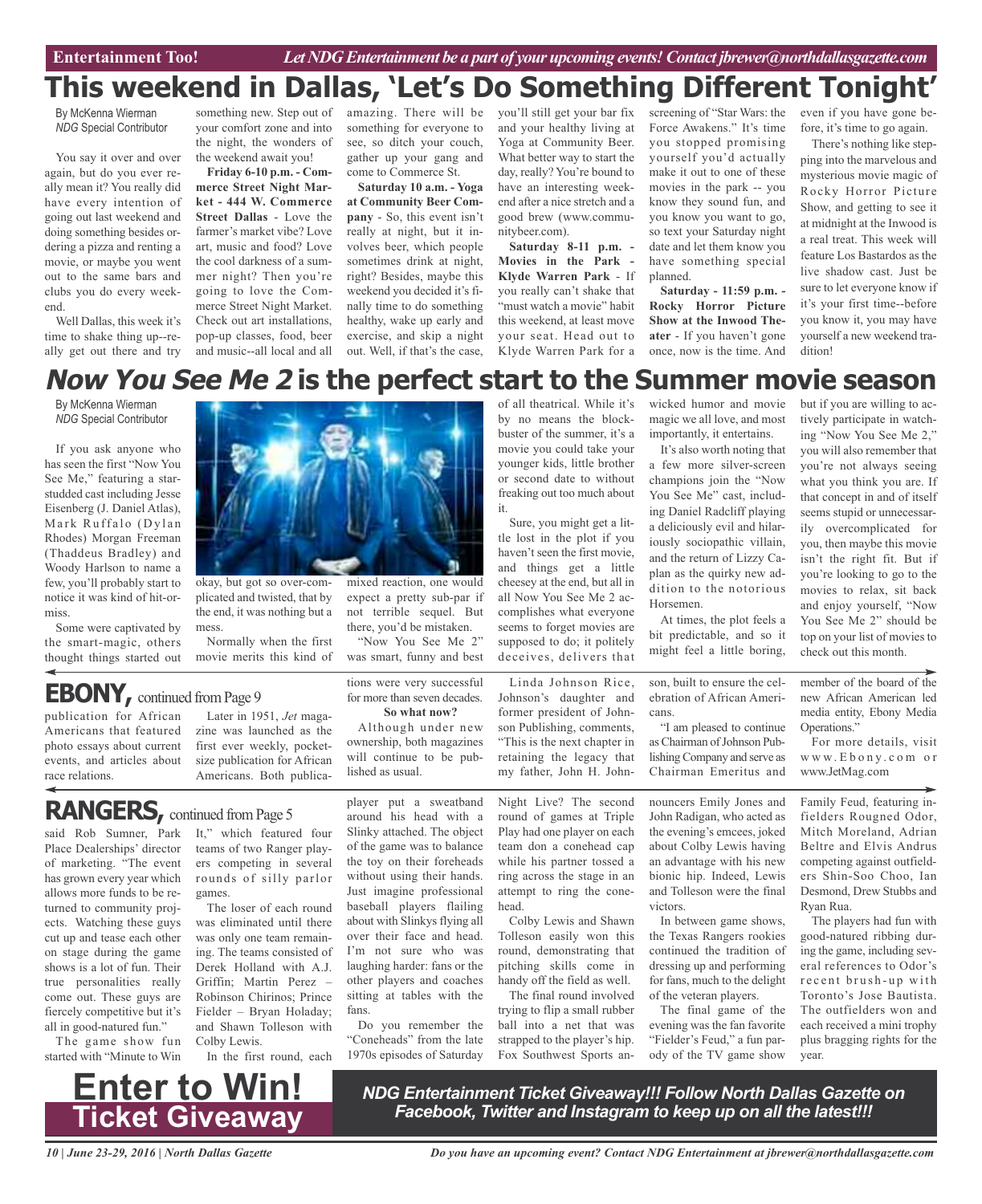Entertainment Too! *Let NDG Entertainment be a part of your upcoming events! Contact jbrewer@northdallasgazette.com*

# This weekend in Dallas, 'Let's Do Something Different Tonight'

By McKenna Wierman
*NDG* Special Contributor

You say it over and over again, but do you ever really mean it? You really did have every intention of going out last weekend and doing something besides ordering a pizza and renting a movie, or maybe you went out to the same bars and clubs you do every weekend.

Well Dallas, this week it's time to shake thing up--really get out there and try something new. Step out of your comfort zone and into the night, the wonders of the weekend await you!

**Friday 6-10 p.m. - Commerce Street Night Market - 444 W. Commerce Street Dallas** - Love the farmer's market vibe? Love art, music and food? Love the cool darkness of a summer night? Then you're going to love the Commerce Street Night Market. Check out art installations, pop-up classes, food, beer and music--all local and all amazing. There will be something for everyone to see, so ditch your couch, gather up your gang and come to Commerce St.

**Saturday 10 a.m. - Yoga at Community Beer Company** - So, this event isn't really at night, but it involves beer, which people sometimes drink at night, right? Besides, maybe this weekend you decided it's finally time to do something healthy, wake up early and exercise, and skip a night out. Well, if that's the case, you'll still get your bar fix and your healthy living at Yoga at Community Beer. What better way to start the day, really? You're bound to have an interesting weekend after a nice stretch and a good brew (www.communitybeer.com).

**Saturday 8-11 p.m. - Movies in the Park - Klyde Warren Park** - If you really can't shake that "must watch a movie" habit this weekend, at least move your seat. Head out to Klyde Warren Park for a screening of "Star Wars: the Force Awakens." It's time you stopped promising yourself you'd actually make it out to one of these movies in the park -- you know they sound fun, and you know you want to go, so text your Saturday night date and let them know you have something special planned.

**Saturday - 11:59 p.m. - Rocky Horror Picture Show at the Inwood Theater** - If you haven't gone once, now is the time. And even if you have gone before, it's time to go again.

There's nothing like stepping into the marvelous and mysterious movie magic of Rocky Horror Picture Show, and getting to see it at midnight at the Inwood is a real treat. This week will feature Los Bastardos as the live shadow cast. Just be sure to let everyone know if it's your first time--before you know it, you may have yourself a new weekend tradition!

# *Now You See Me 2* is the perfect start to the Summer movie season

By McKenna Wierman
*NDG* Special Contributor

If you ask anyone who has seen the first "Now You See Me," featuring a star-studded cast including Jesse Eisenberg (J. Daniel Atlas), Mark Ruffalo (Dylan Rhodes) Morgan Freeman (Thaddeus Bradley) and Woody Harlson to name a few, you'll probably start to notice it was kind of hit-or-miss.

Some were captivated by the smart-magic, others thought things started out okay, but got so over-complicated and twisted, that by the end, it was nothing but a mess.

Normally when the first movie merits this kind of mixed reaction, one would expect a pretty sub-par if not terrible sequel. But there, you'd be mistaken.

"Now You See Me 2" was smart, funny and best of all theatrical. While it's by no means the blockbuster of the summer, it's a movie you could take your younger kids, little brother or second date to without freaking out too much about it.

Sure, you might get a little lost in the plot if you haven't seen the first movie, and things get a little cheesey at the end, but all in all Now You See Me 2 accomplishes what everyone seems to forget movies are supposed to do; it politely deceives, delivers that wicked humor and movie magic we all love, and most importantly, it entertains.

It's also worth noting that a few more silver-screen champions join the "Now You See Me" cast, including Daniel Radcliff playing a deliciously evil and hilariously sociopathic villain, and the return of Lizzy Caplan as the quirky new addition to the notorious Horsemen.

At times, the plot feels a bit predictable, and so it might feel a little boring, but if you are willing to actively participate in watching "Now You See Me 2," you will also remember that you're not always seeing what you think you are. If that concept in and of itself seems stupid or unnecessarily overcomplicated for you, then maybe this movie isn't the right fit. But if you're looking to go to the movies to relax, sit back and enjoy yourself, "Now You See Me 2" should be top on your list of movies to check out this month.

## EBONY, continued from Page 9

publication for African Americans that featured photo essays about current events, and articles about race relations.

Later in 1951, *Jet* magazine was launched as the first ever weekly, pocket-size publication for African Americans. Both publications were very successful for more than seven decades.

**So what now?**

Although under new ownership, both magazines will continue to be published as usual.

Linda Johnson Rice, Johnson's daughter and former president of Johnson Publishing, comments, "This is the next chapter in retaining the legacy that my father, John H. Johnson, built to ensure the celebration of African Americans.

"I am pleased to continue as Chairman of Johnson Publishing Company and serve as Chairman Emeritus and member of the board of the new African American led media entity, Ebony Media Operations."

For more details, visit www.Ebony.com or www.JetMag.com

## RANGERS, continued from Page 5

said Rob Sumner, Park Place Dealerships' director of marketing. "The event has grown every year which allows more funds to be returned to community projects. Watching these guys cut up and tease each other on stage during the game shows is a lot of fun. Their true personalities really come out. These guys are fiercely competitive but it's all in good-natured fun."

The game show fun started with "Minute to Win It," which featured four teams of two Ranger players competing in several rounds of silly parlor games.

The loser of each round was eliminated until there was only one team remaining. The teams consisted of Derek Holland with A.J. Griffin; Martin Perez – Robinson Chirinos; Prince Fielder – Bryan Holaday; and Shawn Tolleson with Colby Lewis.

In the first round, each player put a sweatband around his head with a Slinky attached. The object of the game was to balance the toy on their foreheads without using their hands. Just imagine professional baseball players flailing about with Slinkys flying all over their face and head. I'm not sure who was laughing harder: fans or the other players and coaches sitting at tables with the fans.

Do you remember the "Coneheads" from the late 1970s episodes of Saturday Night Live? The second round of games at Triple Play had one player on each team don a conehead cap while his partner tossed a ring across the stage in an attempt to ring the conehead.

Colby Lewis and Shawn Tolleson easily won this round, demonstrating that pitching skills come in handy off the field as well.

The final round involved trying to flip a small rubber ball into a net that was strapped to the player's hip. Fox Southwest Sports announcers Emily Jones and John Radigan, who acted as the evening's emcees, joked about Colby Lewis having an advantage with his new bionic hip. Indeed, Lewis and Tolleson were the final victors.

In between game shows, the Texas Rangers rookies continued the tradition of dressing up and performing for fans, much to the delight of the veteran players.

The final game of the evening was the fan favorite "Fielder's Feud," a fun parody of the TV game show Family Feud, featuring infielders Rougned Odor, Mitch Moreland, Adrian Beltre and Elvis Andrus competing against outfielders Shin-Soo Choo, Ian Desmond, Drew Stubbs and Ryan Rua.

The players had fun with good-natured ribbing during the game, including several references to Odor's recent brush-up with Toronto's Jose Bautista. The outfielders won and each received a mini trophy plus bragging rights for the year.

**Enter to Win! Ticket Giveaway**

***NDG Entertainment Ticket Giveaway!!! Follow North Dallas Gazette on Facebook, Twitter and Instagram to keep up on all the latest!!!***

*Do you have an upcoming event? Contact NDG Entertainment at jbrewer@northdallasgazette.com*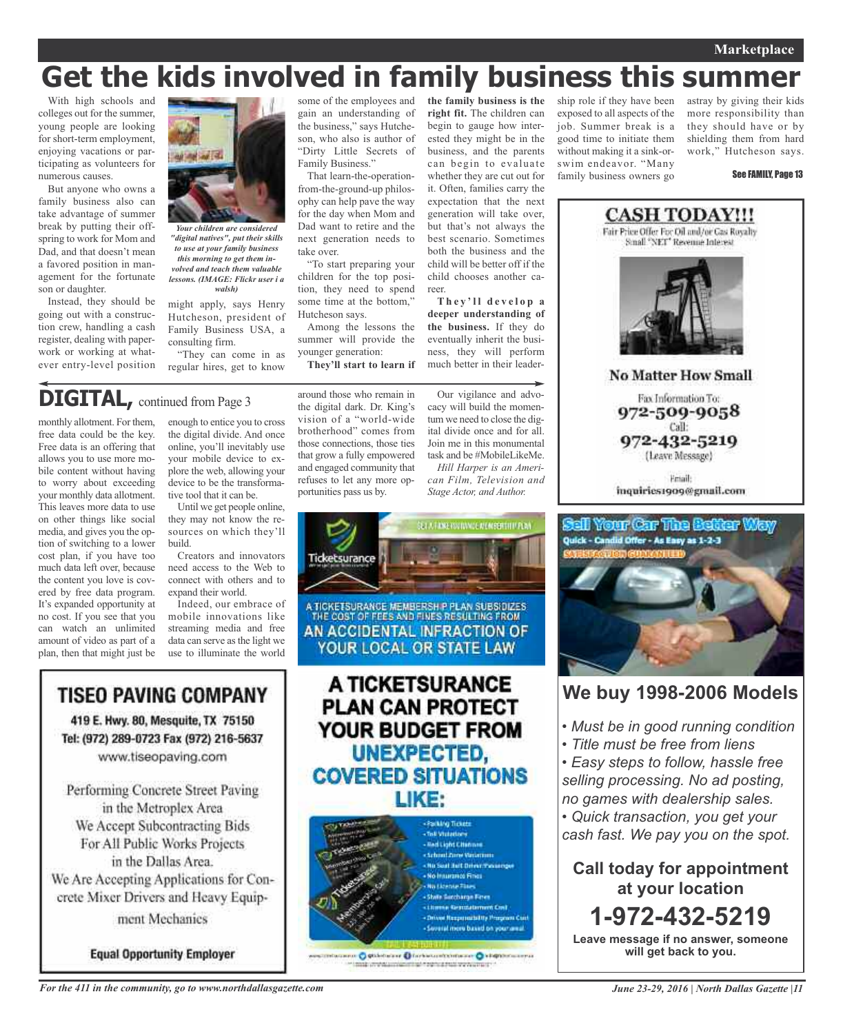# Get the kids involved in family business this summer

With high schools and colleges out for the summer, young people are looking for short-term employment, enjoying vacations or participating as volunteers for numerous causes.

But anyone who owns a family business also can take advantage of summer break by putting their offspring to work for Mom and Dad, and that doesn't mean a favored position in management for the fortunate son or daughter.

Instead, they should be going out with a construction crew, handling a cash register, dealing with paperwork or working at whatever entry-level position might apply, says Henry Hutcheson, president of Family Business USA, a consulting firm.

*Your children are considered "digital natives", put their skills to use at your family business this morning to get them involved and teach them valuable lessons. (IMAGE: Flickr user i a walsh)*

"They can come in as regular hires, get to know some of the employees and gain an understanding of the business," says Hutcheson, who also is author of "Dirty Little Secrets of Family Business."

That learn-the-operation-from-the-ground-up philosophy can help pave the way for the day when Mom and Dad want to retire and the next generation needs to take over.

"To start preparing your children for the top position, they need to spend some time at the bottom," Hutcheson says.

Among the lessons the summer will provide the younger generation:

**They'll start to learn if the family business is the right fit.** The children can begin to gauge how interested they might be in the business, and the parents can begin to evaluate whether they are cut out for it. Often, families carry the expectation that the next generation will take over, but that's not always the best scenario. Sometimes both the business and the child will be better off if the child chooses another career.

**They'll develop a deeper understanding of the business.** If they do eventually inherit the business, they will perform much better in their leadership role if they have been exposed to all aspects of the job. Summer break is a good time to initiate them without making it a sink-or-swim endeavor. "Many family business owners go astray by giving their kids more responsibility than they should have or by shielding them from hard work," Hutcheson says.

See FAMILY, Page 13

## DIGITAL, continued from Page 3

monthly allotment. For them, free data could be the key. Free data is an offering that allows you to use more mobile content without having to worry about exceeding your monthly data allotment. This leaves more data to use on other things like social media, and gives you the option of switching to a lower cost plan, if you have too much data left over, because the content you love is covered by free data program. It's expanded opportunity at no cost. If you see that you can watch an unlimited amount of video as part of a plan, then that might just be enough to entice you to cross the digital divide. And once online, you'll inevitably use your mobile device to explore the web, allowing your device to be the transformative tool that it can be.

Until we get people online, they may not know the resources on which they'll build.

Creators and innovators need access to the Web to connect with others and to expand their world.

Indeed, our embrace of mobile innovations like streaming media and free data can serve as the light we use to illuminate the world around those who remain in the digital dark. Dr. King's vision of a "world-wide brotherhood" comes from those connections, those ties that grow a fully empowered and engaged community that refuses to let any more opportunities pass us by.

Our vigilance and advocacy will build the momentum we need to close the digital divide once and for all. Join me in this monumental task and be #MobileLikeMe.

*Hill Harper is an American Film, Television and Stage Actor, and Author.*

**CASH TODAY!!!**

Fair Price Offer For Oil and/or Gas Royalty Small "NET" Revenue Interest

**No Matter How Small**

Fax Information To: **972-509-9058**
Call: **972-432-5219** (Leave Message)
Email: inquiries1909@gmail.com

**TISEO PAVING COMPANY**

419 E. Hwy. 80, Mesquite, TX 75150
Tel: (972) 289-0723 Fax (972) 216-5637
www.tiseopaving.com

Performing Concrete Street Paving in the Metroplex Area
We Accept Subcontracting Bids For All Public Works Projects in the Dallas Area.
We Are Accepting Applications for Concrete Mixer Drivers and Heavy Equipment Mechanics

**Equal Opportunity Employer**

Ticketsurance

A TICKETSURANCE MEMBERSHIP PLAN SUBSIDIZES THE COST OF FEES AND FINES RESULTING FROM AN ACCIDENTAL INFRACTION OF YOUR LOCAL OR STATE LAW

**A TICKETSURANCE PLAN CAN PROTECT YOUR BUDGET FROM UNEXPECTED, COVERED SITUATIONS LIKE:**

- Parking Tickets
- Toll Violations
- Red Light Citations
- School Zone Violations
- No Seat Belt Driver/Passenger
- No Insurance Fines
- No License Fines
- State Surcharge Fines
- License Reinstatement Cost
- Driver Responsibility Program Cost
- Several more based on your area

**Sell Your Car The Better Way**

Quick - Candid Offer - As Easy as 1-2-3
SATISFACTION GUARANTEED

**We buy 1998-2006 Models**

- *Must be in good running condition*
- *Title must be free from liens*
- *Easy steps to follow, hassle free selling processing. No ad posting, no games with dealership sales.*
- *Quick transaction, you get your cash fast. We pay you on the spot.*

**Call today for appointment at your location**

**1-972-432-5219**

**Leave message if no answer, someone will get back to you.**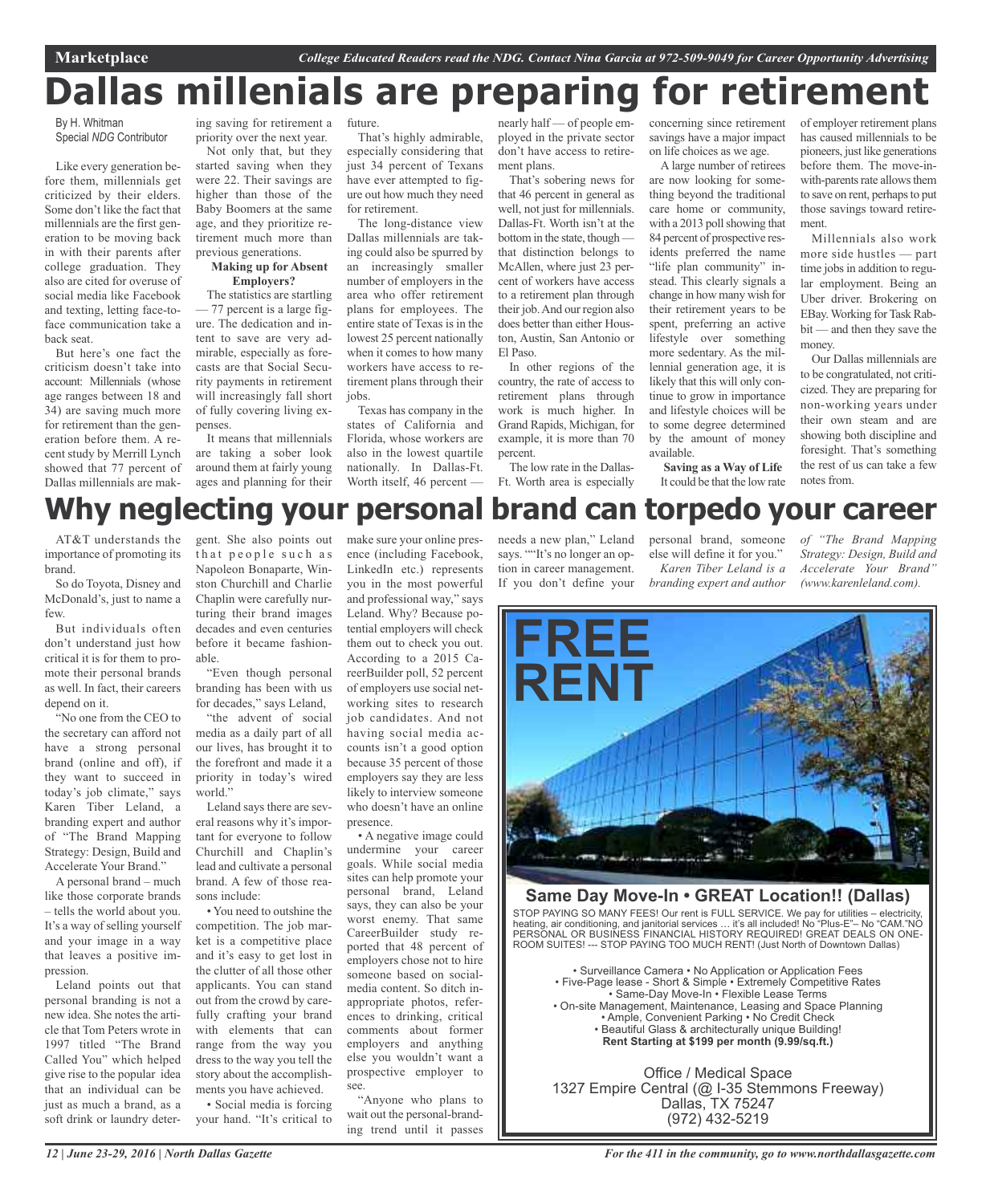# Dallas millenials are preparing for retirement

By H. Whitman
Special *NDG* Contributor

Like every generation before them, millennials get criticized by their elders. Some don't like the fact that millennials are the first generation to be moving back in with their parents after college graduation. They also are cited for overuse of social media like Facebook and texting, letting face-to-face communication take a back seat.

But here's one fact the criticism doesn't take into account: Millennials (whose age ranges between 18 and 34) are saving much more for retirement than the generation before them. A recent study by Merrill Lynch showed that 77 percent of Dallas millennials are making saving for retirement a priority over the next year.

Not only that, but they started saving when they were 22. Their savings are higher than those of the Baby Boomers at the same age, and they prioritize retirement much more than previous generations.

**Making up for Absent Employers?**

The statistics are startling — 77 percent is a large figure. The dedication and intent to save are very admirable, especially as forecasts are that Social Security payments in retirement will increasingly fall short of fully covering living expenses.

It means that millennials are taking a sober look around them at fairly young ages and planning for their future.

That's highly admirable, especially considering that just 34 percent of Texans have ever attempted to figure out how much they need for retirement.

The long-distance view Dallas millennials are taking could also be spurred by an increasingly smaller number of employers in the area who offer retirement plans for employees. The entire state of Texas is in the lowest 25 percent nationally when it comes to how many workers have access to retirement plans through their jobs.

Texas has company in the states of California and Florida, whose workers are also in the lowest quartile nationally. In Dallas-Ft. Worth itself, 46 percent — nearly half — of people employed in the private sector don't have access to retirement plans.

That's sobering news for that 46 percent in general as well, not just for millennials. Dallas-Ft. Worth isn't at the bottom in the state, though — that distinction belongs to McAllen, where just 23 percent of workers have access to a retirement plan through their job. And our region also does better than either Houston, Austin, San Antonio or El Paso.

In other regions of the country, the rate of access to retirement plans through work is much higher. In Grand Rapids, Michigan, for example, it is more than 70 percent.

The low rate in the Dallas-Ft. Worth area is especially concerning since retirement savings have a major impact on life choices as we age.

A large number of retirees are now looking for something beyond the traditional care home or community, with a 2013 poll showing that 84 percent of prospective residents preferred the name "life plan community" instead. This clearly signals a change in how many wish for their retirement years to be spent, preferring an active lifestyle over something more sedentary. As the millennial generation age, it is likely that this will only continue to grow in importance and lifestyle choices will be to some degree determined by the amount of money available.

**Saving as a Way of Life**

It could be that the low rate of employer retirement plans has caused millennials to be pioneers, just like generations before them. The move-in-with-parents rate allows them to save on rent, perhaps to put those savings toward retirement.

Millennials also work more side hustles — part time jobs in addition to regular employment. Being an Uber driver. Brokering on EBay. Working for Task Rabbit — and then they save the money.

Our Dallas millennials are to be congratulated, not criticized. They are preparing for non-working years under their own steam and are showing both discipline and foresight. That's something the rest of us can take a few notes from.

# Why neglecting your personal brand can torpedo your career

AT&T understands the importance of promoting its brand.

So do Toyota, Disney and McDonald's, just to name a few.

But individuals often don't understand just how critical it is for them to promote their personal brands as well. In fact, their careers depend on it.

"No one from the CEO to the secretary can afford not have a strong personal brand (online and off), if they want to succeed in today's job climate," says Karen Tiber Leland, a branding expert and author of "The Brand Mapping Strategy: Design, Build and Accelerate Your Brand."

A personal brand – much like those corporate brands – tells the world about you. It's a way of selling yourself and your image in a way that leaves a positive impression.

Leland points out that personal branding is not a new idea. She notes the article that Tom Peters wrote in 1997 titled "The Brand Called You" which helped give rise to the popular idea that an individual can be just as much a brand, as a soft drink or laundry detergent. She also points out that people such as Napoleon Bonaparte, Winston Churchill and Charlie Chaplin were carefully nurturing their brand images decades and even centuries before it became fashionable.

"Even though personal branding has been with us for decades," says Leland, "the advent of social media as a daily part of all our lives, has brought it to the forefront and made it a priority in today's wired world."

Leland says there are several reasons why it's important for everyone to follow Churchill and Chaplin's lead and cultivate a personal brand. A few of those reasons include:

• You need to outshine the competition. The job market is a competitive place and it's easy to get lost in the clutter of all those other applicants. You can stand out from the crowd by carefully crafting your brand with elements that can range from the way you dress to the way you tell the story about the accomplishments you have achieved.

• Social media is forcing your hand. "It's critical to make sure your online presence (including Facebook, LinkedIn etc.) represents you in the most powerful and professional way," says Leland. Why? Because potential employers will check them out to check you out. According to a 2015 CareerBuilder poll, 52 percent of employers use social networking sites to research job candidates. And not having social media accounts isn't a good option because 35 percent of those employers say they are less likely to interview someone who doesn't have an online presence.

• A negative image could undermine your career goals. While social media sites can help promote your personal brand, Leland says, they can also be your worst enemy. That same CareerBuilder study reported that 48 percent of employers chose not to hire someone based on social-media content. So ditch inappropriate photos, references to drinking, critical comments about former employers and anything else you wouldn't want a prospective employer to see.

"Anyone who plans to wait out the personal-branding trend until it passes needs a new plan," Leland says. ""It's no longer an option in career management. If you don't define your personal brand, someone else will define it for you."

*Karen Tiber Leland is a branding expert and author of "The Brand Mapping Strategy: Design, Build and Accelerate Your Brand" (www.karenleland.com).*

**FREE RENT**

**Same Day Move-In • GREAT Location!! (Dallas)**

STOP PAYING SO MANY FEES! Our rent is FULL SERVICE. We pay for utilities – electricity, heating, air conditioning, and janitorial services … it's all included! No "Plus-E"– No "CAM."NO PERSONAL OR BUSINESS FINANCIAL HISTORY REQUIRED! GREAT DEALS ON ONE-ROOM SUITES! --- STOP PAYING TOO MUCH RENT! (Just North of Downtown Dallas)

• Surveillance Camera • No Application or Application Fees
• Five-Page lease - Short & Simple • Extremely Competitive Rates
• Same-Day Move-In • Flexible Lease Terms
• On-site Management, Maintenance, Leasing and Space Planning
• Ample, Convenient Parking • No Credit Check
• Beautiful Glass & architecturally unique Building!
**Rent Starting at $199 per month (9.99/sq.ft.)**

Office / Medical Space
1327 Empire Central (@ I-35 Stemmons Freeway)
Dallas, TX 75247
(972) 432-5219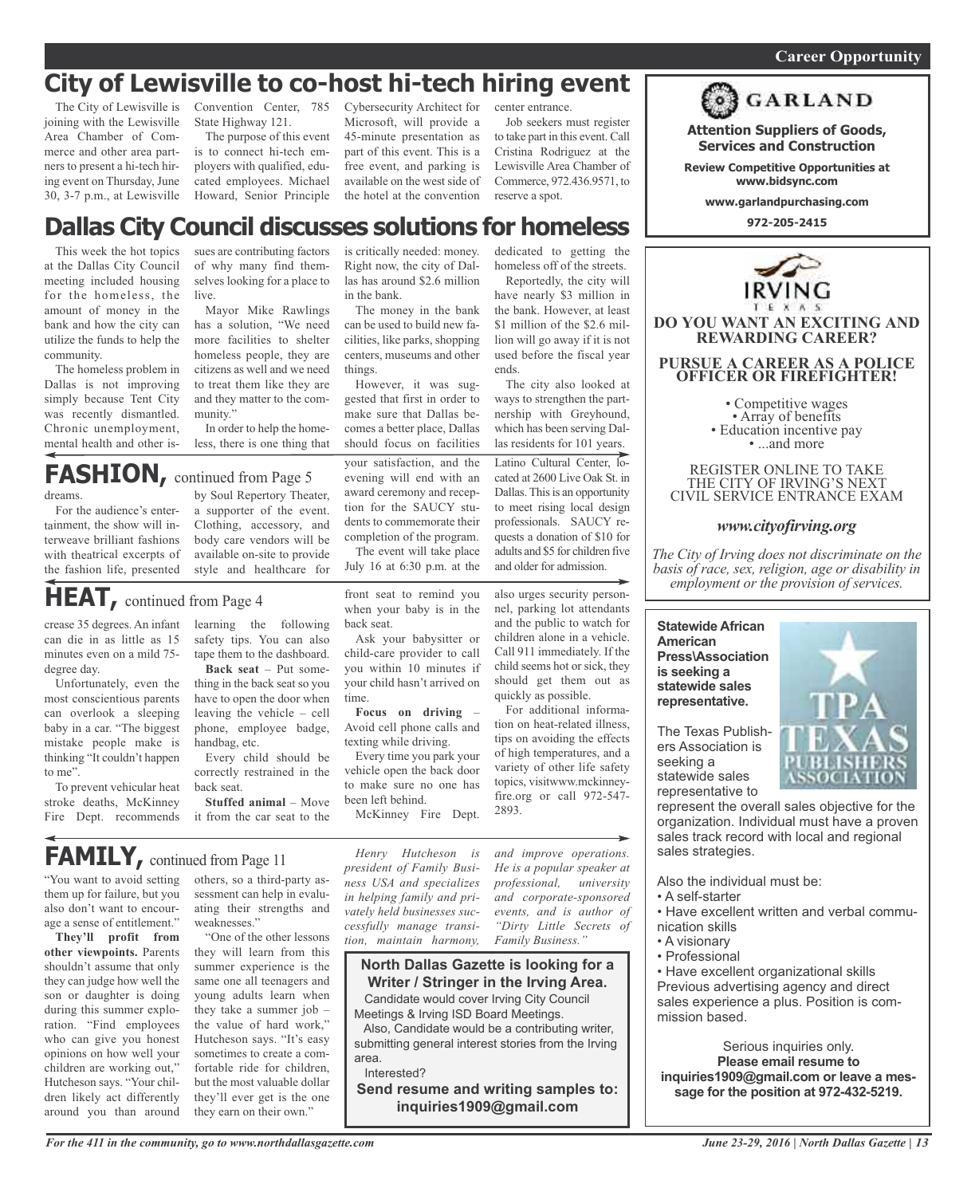Career Opportunity

# City of Lewisville to co-host hi-tech hiring event

The City of Lewisville is joining with the Lewisville Area Chamber of Commerce and other area partners to present a hi-tech hiring event on Thursday, June 30, 3-7 p.m., at Lewisville Convention Center, 785 State Highway 121.

The purpose of this event is to connect hi-tech employers with qualified, educated employees. Michael Howard, Senior Principle Cybersecurity Architect for Microsoft, will provide a 45-minute presentation as part of this event. This is a free event, and parking is available on the west side of the hotel at the convention center entrance.

Job seekers must register to take part in this event. Call Cristina Rodriguez at the Lewisville Area Chamber of Commerce, 972.436.9571, to reserve a spot.

# Dallas City Council discusses solutions for homeless

This week the hot topics at the Dallas City Council meeting included housing for the homeless, the amount of money in the bank and how the city can utilize the funds to help the community.

The homeless problem in Dallas is not improving simply because Tent City was recently dismantled. Chronic unemployment, mental health and other issues are contributing factors of why many find themselves looking for a place to live.

Mayor Mike Rawlings has a solution, "We need more facilities to shelter homeless people, they are citizens as well and we need to treat them like they are and they matter to the community."

In order to help the homeless, there is one thing that is critically needed: money. Right now, the city of Dallas has around $2.6 million in the bank.

The money in the bank can be used to build new facilities, like parks, shopping centers, museums and other things.

However, it was suggested that first in order to make sure that Dallas becomes a better place, Dallas should focus on facilities dedicated to getting the homeless off of the streets.

Reportedly, the city will have nearly $3 million in the bank. However, at least $1 million of the $2.6 million will go away if it is not used before the fiscal year ends.

The city also looked at ways to strengthen the partnership with Greyhound, which has been serving Dallas residents for 101 years.

# FASHION, continued from Page 5

dreams.

For the audience's entertainment, the show will interweave brilliant fashions with theatrical excerpts of the fashion life, presented by Soul Repertory Theater, a supporter of the event. Clothing, accessory, and body care vendors will be available on-site to provide style and healthcare for your satisfaction, and the evening will end with an award ceremony and reception for the SAUCY students to commemorate their completion of the program.

The event will take place July 16 at 6:30 p.m. at the Latino Cultural Center, located at 2600 Live Oak St. in Dallas. This is an opportunity to meet rising local design professionals. SAUCY requests a donation of $10 for adults and $5 for children five and older for admission.

# HEAT, continued from Page 4

crease 35 degrees. An infant can die in as little as 15 minutes even on a mild 75-degree day.

Unfortunately, even the most conscientious parents can overlook a sleeping baby in a car. "The biggest mistake people make is thinking "It couldn't happen to me".

To prevent vehicular heat stroke deaths, McKinney Fire Dept. recommends learning the following safety tips. You can also tape them to the dashboard.

**Back seat** – Put something in the back seat so you have to open the door when leaving the vehicle – cell phone, employee badge, handbag, etc.

Every child should be correctly restrained in the back seat.

**Stuffed animal** – Move it from the car seat to the front seat to remind you when your baby is in the back seat.

Ask your babysitter or child-care provider to call you within 10 minutes if your child hasn't arrived on time.

**Focus on driving** – Avoid cell phone calls and texting while driving.

Every time you park your vehicle open the back door to make sure no one has been left behind.

McKinney Fire Dept. also urges security personnel, parking lot attendants and the public to watch for children alone in a vehicle. Call 911 immediately. If the child seems hot or sick, they should get them out as quickly as possible.

For additional information on heat-related illness, tips on avoiding the effects of high temperatures, and a variety of other life safety topics, visitwww.mckinneyfire.org or call 972-547-2893.

# FAMILY, continued from Page 11

"You want to avoid setting them up for failure, but you also don't want to encourage a sense of entitlement."

**They'll profit from other viewpoints.** Parents shouldn't assume that only they can judge how well the son or daughter is doing during this summer exploration. "Find employees who can give you honest opinions on how well your children are working out," Hutcheson says. "Your children likely act differently around you than around others, so a third-party assessment can help in evaluating their strengths and weaknesses."

"One of the other lessons they will learn from this summer experience is the same one all teenagers and young adults learn when they take a summer job – the value of hard work," Hutcheson says. "It's easy sometimes to create a comfortable ride for children, but the most valuable dollar they'll ever get is the one they earn on their own."

*Henry Hutcheson is president of Family Business USA and specializes in helping family and privately held businesses successfully manage transition, maintain harmony, and improve operations. He is a popular speaker at professional, university and corporate-sponsored events, and is author of "Dirty Little Secrets of Family Business."*

**North Dallas Gazette is looking for a Writer / Stringer in the Irving Area.**

Candidate would cover Irving City Council Meetings & Irving ISD Board Meetings.

Also, Candidate would be a contributing writer, submitting general interest stories from the Irving area.

Interested?

**Send resume and writing samples to: inquiries1909@gmail.com**

---

**GARLAND**

**Attention Suppliers of Goods, Services and Construction**

**Review Competitive Opportunities at www.bidsync.com**

**www.garlandpurchasing.com**

**972-205-2415**

---

IRVING TEXAS

**DO YOU WANT AN EXCITING AND REWARDING CAREER?**

**PURSUE A CAREER AS A POLICE OFFICER OR FIREFIGHTER!**

- Competitive wages
- Array of benefits
- Education incentive pay
- ...and more

REGISTER ONLINE TO TAKE THE CITY OF IRVING'S NEXT CIVIL SERVICE ENTRANCE EXAM

*www.cityofirving.org*

*The City of Irving does not discriminate on the basis of race, sex, religion, age or disability in employment or the provision of services.*

---

**Statewide African American Press\Association is seeking a statewide sales representative.**

TPA TEXAS PUBLISHERS ASSOCIATION

The Texas Publishers Association is seeking a statewide sales representative to represent the overall sales objective for the organization. Individual must have a proven sales track record with local and regional sales strategies.

Also the individual must be:

- A self-starter
- Have excellent written and verbal communication skills
- A visionary
- Professional
- Have excellent organizational skills

Previous advertising agency and direct sales experience a plus. Position is commission based.

Serious inquiries only.
**Please email resume to inquiries1909@gmail.com or leave a message for the position at 972-432-5219.**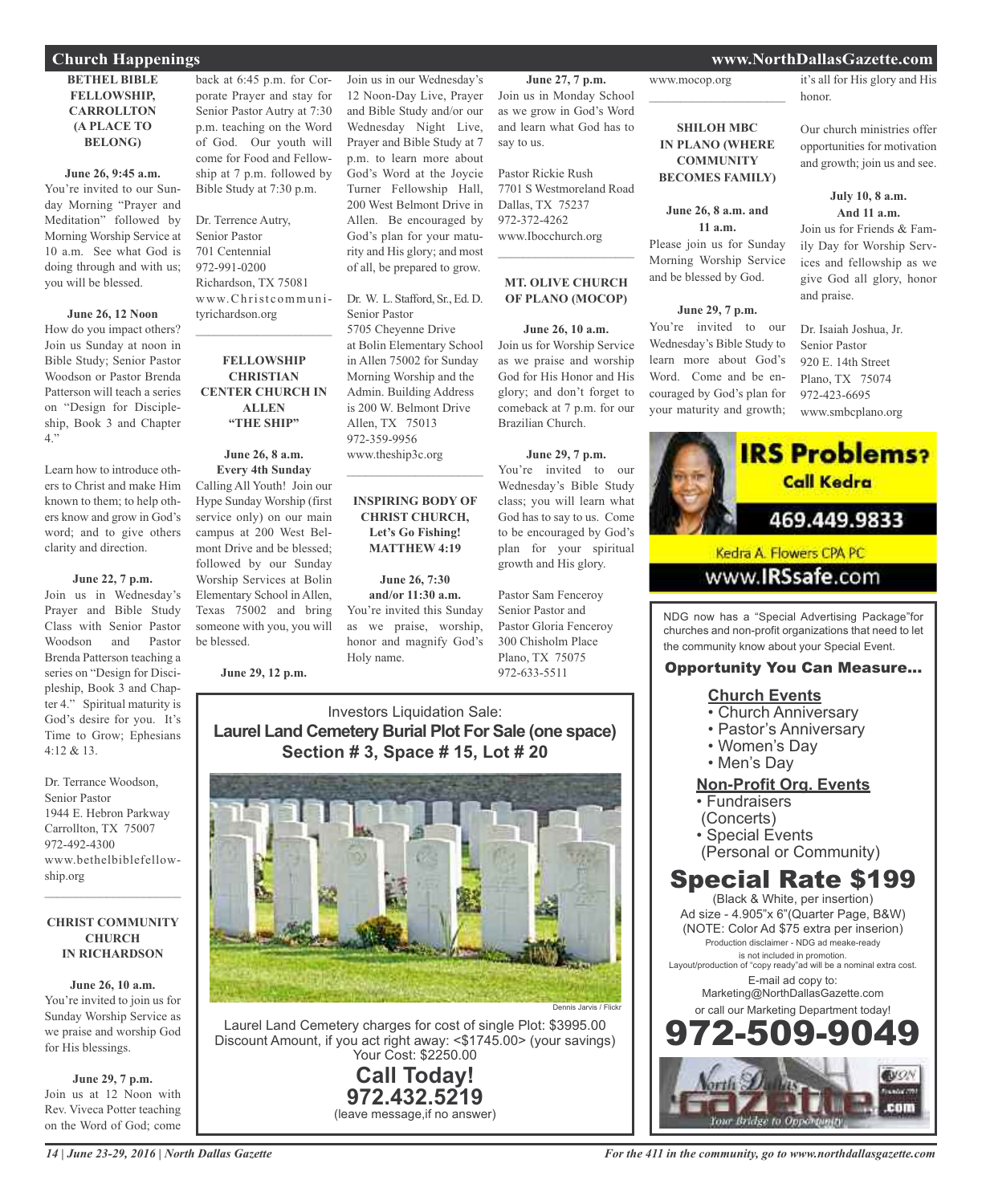## Church Happenings

### BETHEL BIBLE FELLOWSHIP, CARROLLTON (A PLACE TO BELONG)

**June 26, 9:45 a.m.**
You're invited to our Sunday Morning "Prayer and Meditation" followed by Morning Worship Service at 10 a.m. See what God is doing through and with us; you will be blessed.

**June 26, 12 Noon**
How do you impact others? Join us Sunday at noon in Bible Study; Senior Pastor Woodson or Pastor Brenda Patterson will teach a series on "Design for Discipleship, Book 3 and Chapter 4."

Learn how to introduce others to Christ and make Him known to them; to help others know and grow in God's word; and to give others clarity and direction.

**June 22, 7 p.m.**
Join us in Wednesday's Prayer and Bible Study Class with Senior Pastor Woodson and Pastor Brenda Patterson teaching a series on "Design for Discipleship, Book 3 and Chapter 4." Spiritual maturity is God's desire for you. It's Time to Grow; Ephesians 4:12 & 13.

Dr. Terrance Woodson,
Senior Pastor
1944 E. Hebron Parkway
Carrollton, TX 75007
972-492-4300
www.bethelbiblefellowship.org

---

### CHRIST COMMUNITY CHURCH IN RICHARDSON

**June 26, 10 a.m.**
You're invited to join us for Sunday Worship Service as we praise and worship God for His blessings.

**June 29, 7 p.m.**
Join us at 12 Noon with Rev. Viveca Potter teaching on the Word of God; come back at 6:45 p.m. for Corporate Prayer and stay for Senior Pastor Autry at 7:30 p.m. teaching on the Word of God. Our youth will come for Food and Fellowship at 7 p.m. followed by Bible Study at 7:30 p.m.

Dr. Terrence Autry,
Senior Pastor
701 Centennial
972-991-0200
Richardson, TX 75081
www.Christcommunityrichardson.org

---

### FELLOWSHIP CHRISTIAN CENTER CHURCH IN ALLEN "THE SHIP"

**June 26, 8 a.m.**
**Every 4th Sunday**
Calling All Youth! Join our Hype Sunday Worship (first service only) on our main campus at 200 West Belmont Drive and be blessed; followed by our Sunday Worship Services at Bolin Elementary School in Allen, Texas 75002 and bring someone with you, you will be blessed.

**June 29, 12 p.m.**
Join us in our Wednesday's 12 Noon-Day Live, Prayer and Bible Study and/or our Wednesday Night Live, Prayer and Bible Study at 7 p.m. to learn more about God's Word at the Joycie Turner Fellowship Hall, 200 West Belmont Drive in Allen. Be encouraged by God's plan for your maturity and His glory; and most of all, be prepared to grow.

Dr. W. L. Stafford, Sr., Ed. D.
Senior Pastor
5705 Cheyenne Drive
at Bolin Elementary School in Allen 75002 for Sunday Morning Worship and the Admin. Building Address is 200 W. Belmont Drive
Allen, TX 75013
972-359-9956
www.theship3c.org

---

### INSPIRING BODY OF CHRIST CHURCH, Let's Go Fishing! MATTHEW 4:19

**June 26, 7:30 and/or 11:30 a.m.**
You're invited this Sunday as we praise, worship, honor and magnify God's Holy name.

**June 27, 7 p.m.**
Join us in Monday School as we grow in God's Word and learn what God has to say to us.

Pastor Rickie Rush
7701 S Westmoreland Road
Dallas, TX 75237
972-372-4262
www.Ibocchurch.org

---

### MT. OLIVE CHURCH OF PLANO (MOCOP)

**June 26, 10 a.m.**
Join us for Worship Service as we praise and worship God for His Honor and His glory; and don't forget to comeback at 7 p.m. for our Brazilian Church.

**June 29, 7 p.m.**
You're invited to our Wednesday's Bible Study class; you will learn what God has to say to us. Come to be encouraged by God's plan for your spiritual growth and His glory.

Pastor Sam Fenceroy
Senior Pastor and
Pastor Gloria Fenceroy
300 Chisholm Place
Plano, TX 75075
972-633-5511
www.mocop.org

---

### SHILOH MBC IN PLANO (WHERE COMMUNITY BECOMES FAMILY)

**June 26, 8 a.m. and 11 a.m.**
Please join us for Sunday Morning Worship Service and be blessed by God.

**June 29, 7 p.m.**
You're invited to our Wednesday's Bible Study to learn more about God's Word. Come and be encouraged by God's plan for your maturity and growth; it's all for His glory and His honor.

Our church ministries offer opportunities for motivation and growth; join us and see.

**July 10, 8 a.m. And 11 a.m.**
Join us for Friends & Family Day for Worship Services and fellowship as we give God all glory, honor and praise.

Dr. Isaiah Joshua, Jr.
Senior Pastor
920 E. 14th Street
Plano, TX 75074
972-423-6695
www.smbcplano.org

---

**IRS Problems?** Call Kedra
469.449.9833
Kedra A. Flowers CPA PC
www.IRSsafe.com

---

Investors Liquidation Sale:
**Laurel Land Cemetery Burial Plot For Sale (one space)**
**Section # 3, Space # 15, Lot # 20**

Dennis Jarvis / Flickr

Laurel Land Cemetery charges for cost of single Plot: $3995.00
Discount Amount, if you act right away: <$1745.00> (your savings)
Your Cost: $2250.00
**Call Today!**
**972.432.5219**
(leave message,if no answer)

---

NDG now has a "Special Advertising Package"for churches and non-profit organizations that need to let the community know about your Special Event.

**Opportunity You Can Measure...**

**Church Events**
- Church Anniversary
- Pastor's Anniversary
- Women's Day
- Men's Day

**Non-Profit Org. Events**
- Fundraisers (Concerts)
- Special Events (Personal or Community)

**Special Rate $199**
(Black & White, per insertion)
Ad size - 4.905"x 6"(Quarter Page, B&W)
(NOTE: Color Ad $75 extra per inserion)
Production disclaimer - NDG ad meake-ready is not included in promotion.
Layout/production of "copy ready"ad will be a nominal extra cost.
E-mail ad copy to:
Marketing@NorthDallasGazette.com
or call our Marketing Department today!
**972-509-9049**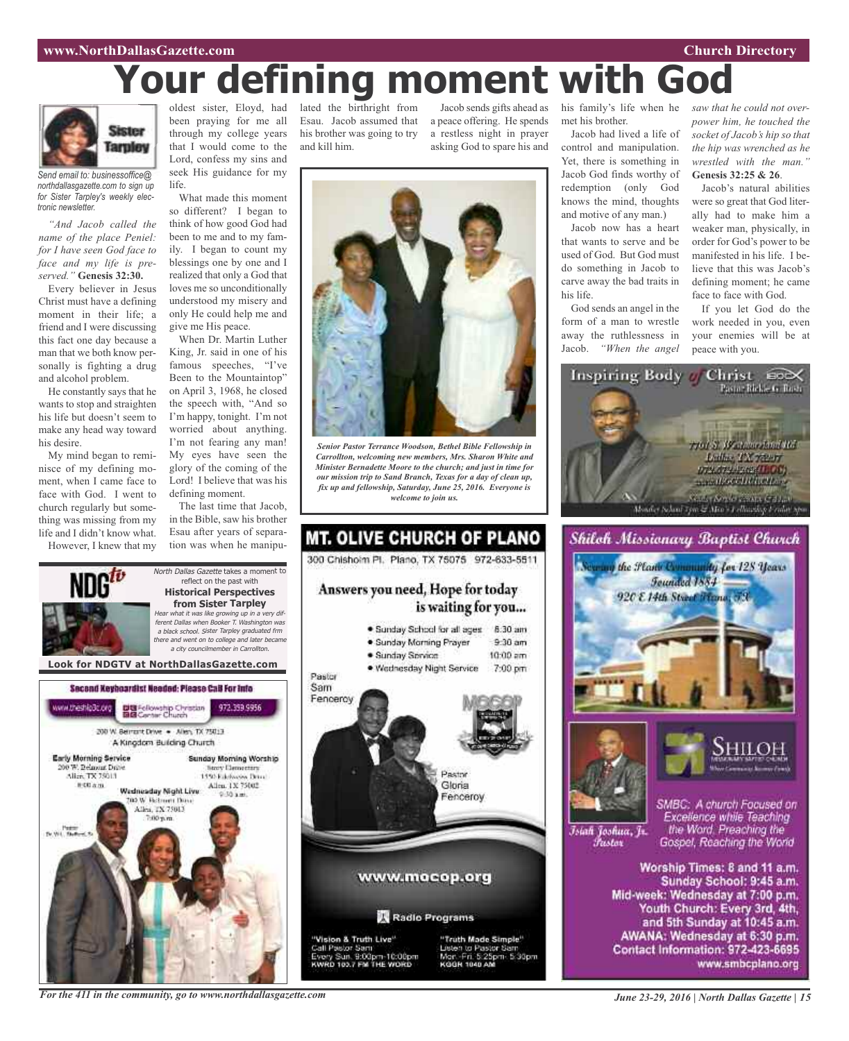# Your defining moment with God

Sister Tarpley

*Send email to: businessoffice@northdallasgazette.com to sign up for Sister Tarpley's weekly electronic newsletter.*

*"And Jacob called the name of the place Peniel: for I have seen God face to face and my life is preserved."* **Genesis 32:30.**

Every believer in Jesus Christ must have a defining moment in their life; a friend and I were discussing this fact one day because a man that we both know personally is fighting a drug and alcohol problem.

He constantly says that he wants to stop and straighten his life but doesn't seem to make any head way toward his desire.

My mind began to reminisce of my defining moment, when I came face to face with God. I went to church regularly but something was missing from my life and I didn't know what.

However, I knew that my oldest sister, Eloyd, had been praying for me all through my college years that I would come to the Lord, confess my sins and seek His guidance for my life.

What made this moment so different? I began to think of how good God had been to me and to my family. I began to count my blessings one by one and I realized that only a God that loves me so unconditionally understood my misery and only He could help me and give me His peace.

When Dr. Martin Luther King, Jr. said in one of his famous speeches, "I've Been to the Mountaintop" on April 3, 1968, he closed the speech with, "And so I'm happy, tonight. I'm not worried about anything. I'm not fearing any man! My eyes have seen the glory of the coming of the Lord! I believe that was his defining moment.

The last time that Jacob, in the Bible, saw his brother Esau after years of separation was when he manipulated the birthright from Esau. Jacob assumed that his brother was going to try and kill him.

Jacob sends gifts ahead as a peace offering. He spends a restless night in prayer asking God to spare his and his family's life when he met his brother.

Jacob had lived a life of control and manipulation. Yet, there is something in Jacob God finds worthy of redemption (only God knows the mind, thoughts and motive of any man.)

Jacob now has a heart that wants to serve and be used of God. But God must do something in Jacob to carve away the bad traits in his life.

God sends an angel in the form of a man to wrestle away the ruthlessness in Jacob. *"When the angel saw that he could not overpower him, he touched the socket of Jacob's hip so that the hip was wrenched as he wrestled with the man."* **Genesis 32:25 & 26**.

Jacob's natural abilities were so great that God literally had to make him a weaker man, physically, in order for God's power to be manifested in his life. I believe that this was Jacob's defining moment; he came face to face with God.

If you let God do the work needed in you, even your enemies will be at peace with you.

*Senior Pastor Terrance Woodson, Bethel Bible Fellowship in Carrollton, welcoming new members, Mrs. Sharon White and Minister Bernadette Moore to the church; and just in time for our mission trip to Sand Branch, Texas for a day of clean up, fix up and fellowship, Saturday, June 25, 2016. Everyone is welcome to join us.*

---

**NDG tv**

*North Dallas Gazette* takes a moment to reflect on the past with

**Historical Perspectives from Sister Tarpley**

*Hear what it was like growing up in a very different Dallas when Booker T. Washington was a black school. Sister Tarpley graduated from there and went on to college and later became a city councilmember in Carrollton.*

**Look for NDGTV at NorthDallasGazette.com**

---

**Second Keyboardist Needed: Please Call For Info**

www.theship3c.org — Fellowship Christian Center Church — 972.359.9956

200 W. Belmont Drive • Allen, TX 75013

A Kingdom Building Church

**Early Morning Service**
200 W. Belmont Drive
Allen, TX 75013
8:00 a.m.

**Sunday Morning Worship**
Story Elementary
1550 Edelweiss Drive
Allen, TX 75002
9:30 a.m.

**Wednesday Night Live**
200 W. Belmont Drive
Allen, TX 75013
7:00 p.m.

Pastor Dr. W.L. Stafford, Sr.

---

**MT. OLIVE CHURCH OF PLANO**

300 Chisholm Pl. Plano, TX 75075 972-633-5511

**Answers you need, Hope for today is waiting for you...**

- Sunday School for all ages 8:30 am
- Sunday Morning Prayer 9:30 am
- Sunday Service 10:00 am
- Wednesday Night Service 7:00 pm

Pastor Sam Fenceroy

Pastor Gloria Fenceroy

**www.mocop.org**

**Radio Programs**

"Vision & Truth Live"
Call Pastor Sam
Every Sun. 9:00pm-10:00pm
KWRD 100.7 FM THE WORD

"Truth Made Simple"
Listen to Pastor Sam
Mon.-Fri. 5:25pm- 5:30pm
KGGR 1040 AM

---

**Inspiring Body of Christ** IBOC

Pastor Rickie G. Rush

7701 S. Westmoreland Rd
Dallas, TX 75237
972-372-4262 (IBOC)
www.IBOCCHURCH.org

Sunday Service 7:30 & 11 a.m.
Monday School 7pm & Men's Fellowship Friday 7pm

---

**Shiloh Missionary Baptist Church**

Serving the Plano Community for 128 Years

Founded 1884

920 E 14th Street Plano, TX

Isiah Joshua, Jr.
Pastor

SHILOH MISSIONARY BAPTIST CHURCH

SMBC: A church Focused on Excellence while Teaching the Word, Preaching the Gospel, Reaching the World

**Worship Times: 8 and 11 a.m.**
**Sunday School: 9:45 a.m.**
**Mid-week: Wednesday at 7:00 p.m.**
**Youth Church: Every 3rd, 4th, and 5th Sunday at 10:45 a.m.**
**AWANA: Wednesday at 6:30 p.m.**
**Contact Information: 972-423-6695**
**www.smbcplano.org**

*For the 411 in the community, go to www.northdallasgazette.com*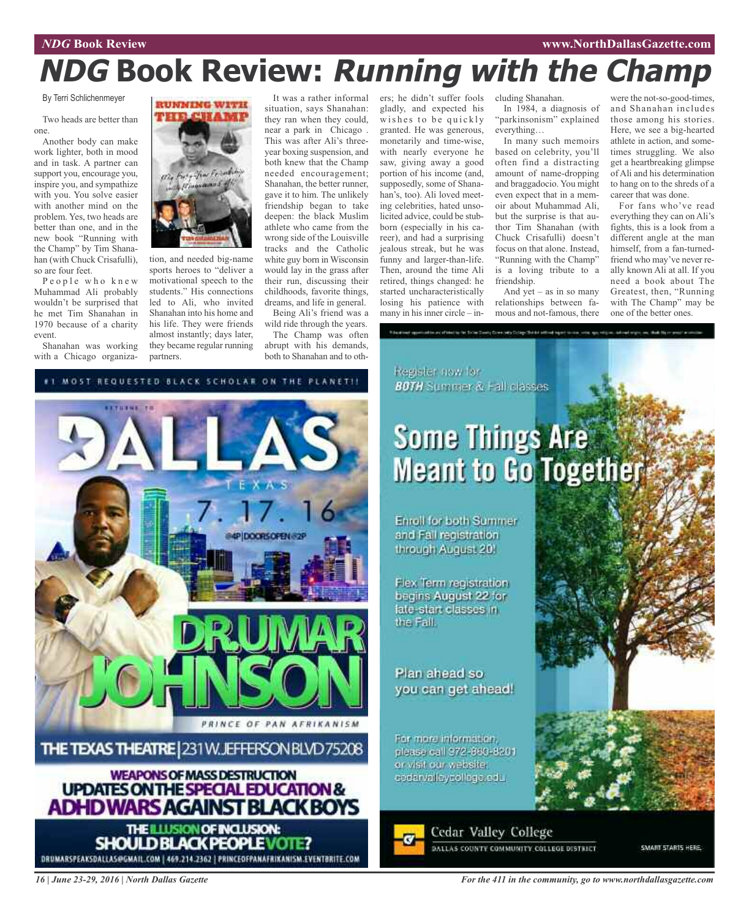# NDG Book Review: *Running with the Champ*

By Terri Schlichenmeyer

Two heads are better than one.

Another body can make work lighter, both in mood and in task. A partner can support you, encourage you, inspire you, and sympathize with you. You solve easier with another mind on the problem. Yes, two heads are better than one, and in the new book "Running with the Champ" by Tim Shanahan (with Chuck Crisafulli), so are four feet.

People who knew Muhammad Ali probably wouldn't be surprised that he met Tim Shanahan in 1970 because of a charity event.

Shanahan was working with a Chicago organization, and needed big-name sports heroes to "deliver a motivational speech to the students." His connections led to Ali, who invited Shanahan into his home and his life. They were friends almost instantly; days later, they became regular running partners.

It was a rather informal situation, says Shanahan: they ran when they could, near a park in Chicago. This was after Ali's three-year boxing suspension, and both knew that the Champ needed encouragement; Shanahan, the better runner, gave it to him. The unlikely friendship began to take deepen: the black Muslim athlete who came from the wrong side of the Louisville tracks and the Catholic white guy born in Wisconsin would lay in the grass after their run, discussing their childhoods, favorite things, dreams, and life in general.

Being Ali's friend was a wild ride through the years.

The Champ was often abrupt with his demands, both to Shanahan and to others; he didn't suffer fools gladly, and expected his wishes to be quickly granted. He was generous, monetarily and time-wise, with nearly everyone he saw, giving away a good portion of his income (and, supposedly, some of Shanahan's, too). Ali loved meeting celebrities, hated unsolicited advice, could be stubborn (especially in his career), and had a surprising jealous streak, but he was funny and larger-than-life. Then, around the time Ali retired, things changed: he started uncharacteristically losing his patience with many in his inner circle – including Shanahan.

In 1984, a diagnosis of "parkinsonism" explained everything…

In many such memoirs based on celebrity, you'll often find a distracting amount of name-dropping and braggadocio. You might even expect that in a memoir about Muhammad Ali, but the surprise is that author Tim Shanahan (with Chuck Crisafulli) doesn't focus on that alone. Instead, "Running with the Champ" is a loving tribute to a friendship.

And yet – as in so many relationships between famous and not-famous, there were the not-so-good-times, and Shanahan includes those among his stories. Here, we see a big-hearted athlete in action, and sometimes struggling. We also get a heartbreaking glimpse of Ali and his determination to hang on to the shreds of a career that was done.

For fans who've read everything they can on Ali's fights, this is a look from a different angle at the man himself, from a fan-turned-friend who may've never really known Ali at all. If you need a book about The Greatest, then, "Running with The Champ" may be one of the better ones.

---

#1 MOST REQUESTED BLACK SCHOLAR ON THE PLANET!!

RETURNS TO DALLAS TEXAS 7.17.16 @4P | DOORS OPEN @2P

DR. UMAR JOHNSON

PRINCE OF PAN AFRIKANISM

THE TEXAS THEATRE | 231 W. JEFFERSON BLVD 75208

WEAPONS OF MASS DESTRUCTION UPDATES ON THE SPECIAL EDUCATION & ADHD WARS AGAINST BLACK BOYS

THE ILLUSION OF INCLUSION: SHOULD BLACK PEOPLE VOTE?

DRUMARSPEAKSDALLAS@GMAIL.COM | 469.214.2362 | PRINCEOFPANAFRIKANISM.EVENTBRITE.COM

---

Register now for **BOTH** Summer & Fall classes

## Some Things Are Meant to Go Together

Enroll for both Summer and Fall registration through August 20!

Flex Term registration begins August 22 for late-start classes in the Fall.

Plan ahead so you can get ahead!

For more information, please call 972-860-8201 or visit our website: cedarvalleycollege.edu

Cedar Valley College
DALLAS COUNTY COMMUNITY COLLEGE DISTRICT

SMART STARTS HERE.